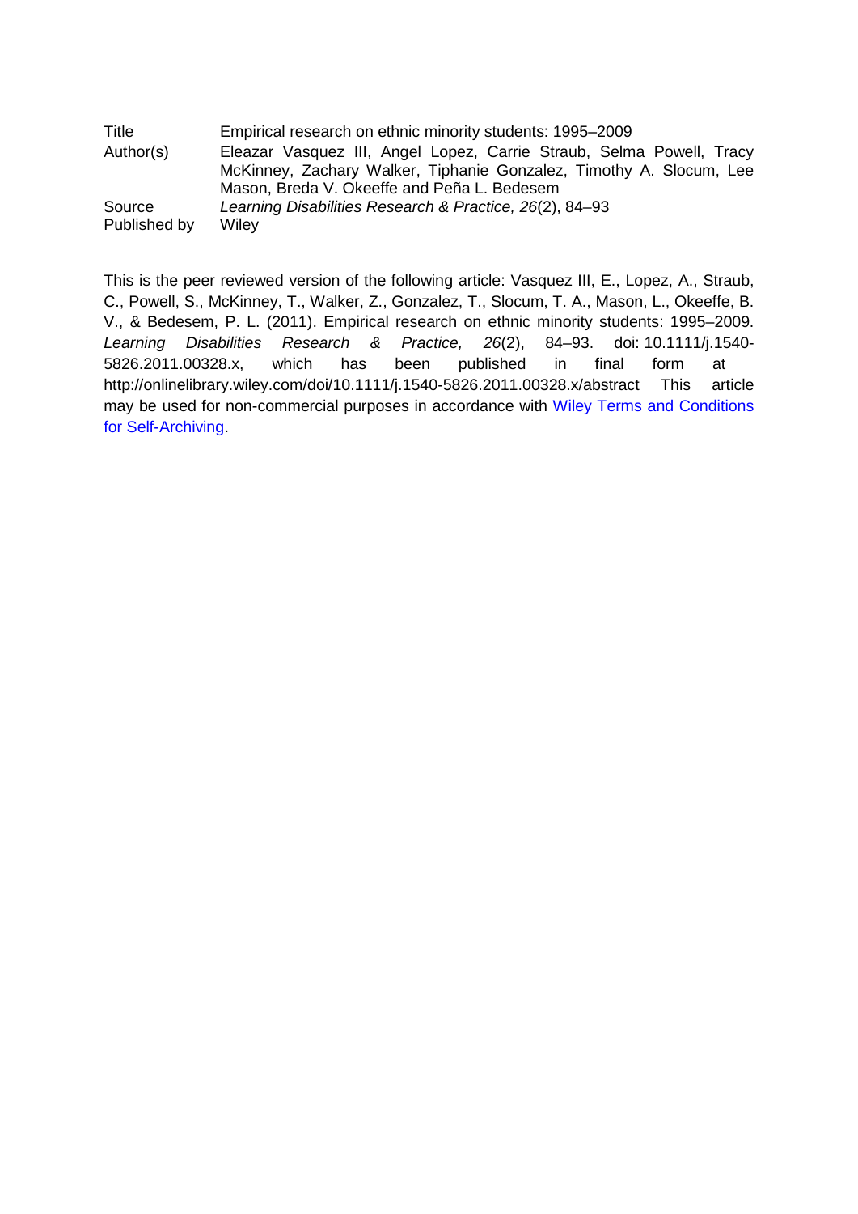| | |
|---|---|
| Title | Empirical research on ethnic minority students: 1995–2009 |
| Author(s) | Eleazar Vasquez III, Angel Lopez, Carrie Straub, Selma Powell, Tracy McKinney, Zachary Walker, Tiphanie Gonzalez, Timothy A. Slocum, Lee Mason, Breda V. Okeeffe and Peña L. Bedesem |
| Source | *Learning Disabilities Research & Practice, 26*(2), 84–93 |
| Published by | Wiley |

This is the peer reviewed version of the following article: Vasquez III, E., Lopez, A., Straub, C., Powell, S., McKinney, T., Walker, Z., Gonzalez, T., Slocum, T. A., Mason, L., Okeeffe, B. V., & Bedesem, P. L. (2011). Empirical research on ethnic minority students: 1995–2009. *Learning Disabilities Research & Practice, 26*(2), 84–93. doi: 10.1111/j.1540-5826.2011.00328.x, which has been published in final form at http://onlinelibrary.wiley.com/doi/10.1111/j.1540-5826.2011.00328.x/abstract This article may be used for non-commercial purposes in accordance with Wiley Terms and Conditions for Self-Archiving.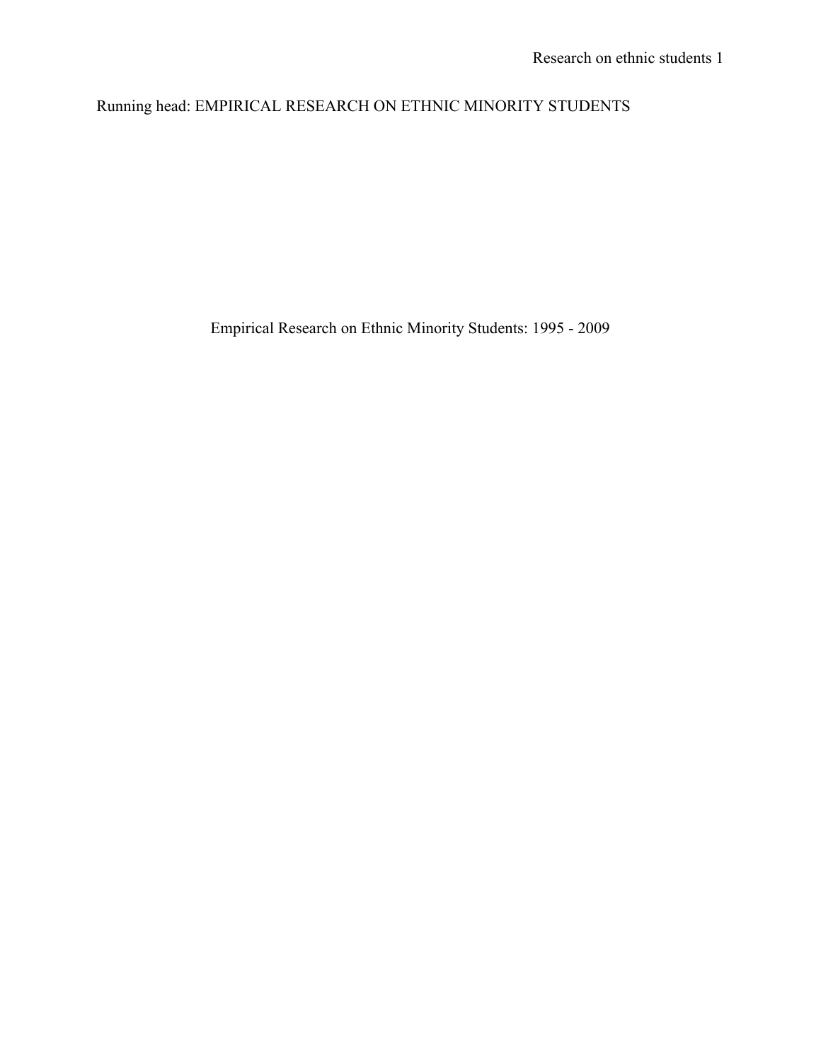Running head: EMPIRICAL RESEARCH ON ETHNIC MINORITY STUDENTS

# Empirical Research on Ethnic Minority Students: 1995 - 2009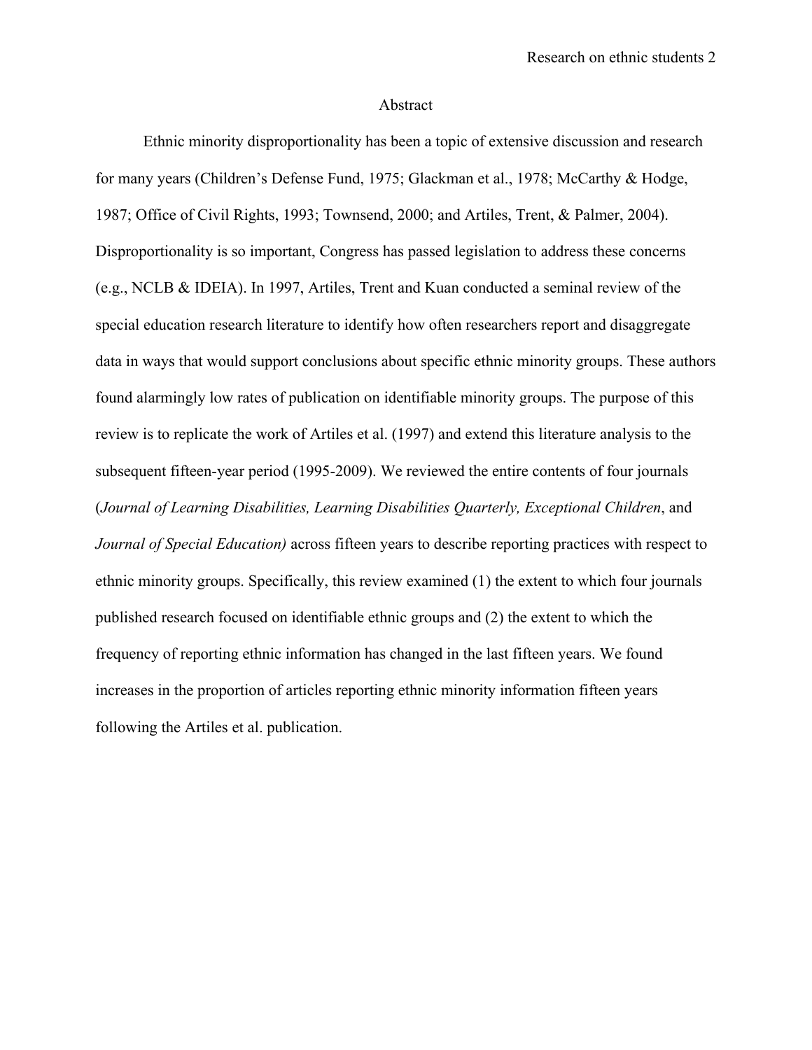# Abstract

Ethnic minority disproportionality has been a topic of extensive discussion and research for many years (Children's Defense Fund, 1975; Glackman et al., 1978; McCarthy & Hodge, 1987; Office of Civil Rights, 1993; Townsend, 2000; and Artiles, Trent, & Palmer, 2004). Disproportionality is so important, Congress has passed legislation to address these concerns (e.g., NCLB & IDEIA). In 1997, Artiles, Trent and Kuan conducted a seminal review of the special education research literature to identify how often researchers report and disaggregate data in ways that would support conclusions about specific ethnic minority groups. These authors found alarmingly low rates of publication on identifiable minority groups. The purpose of this review is to replicate the work of Artiles et al. (1997) and extend this literature analysis to the subsequent fifteen-year period (1995-2009). We reviewed the entire contents of four journals (*Journal of Learning Disabilities, Learning Disabilities Quarterly, Exceptional Children*, and *Journal of Special Education)* across fifteen years to describe reporting practices with respect to ethnic minority groups. Specifically, this review examined (1) the extent to which four journals published research focused on identifiable ethnic groups and (2) the extent to which the frequency of reporting ethnic information has changed in the last fifteen years. We found increases in the proportion of articles reporting ethnic minority information fifteen years following the Artiles et al. publication.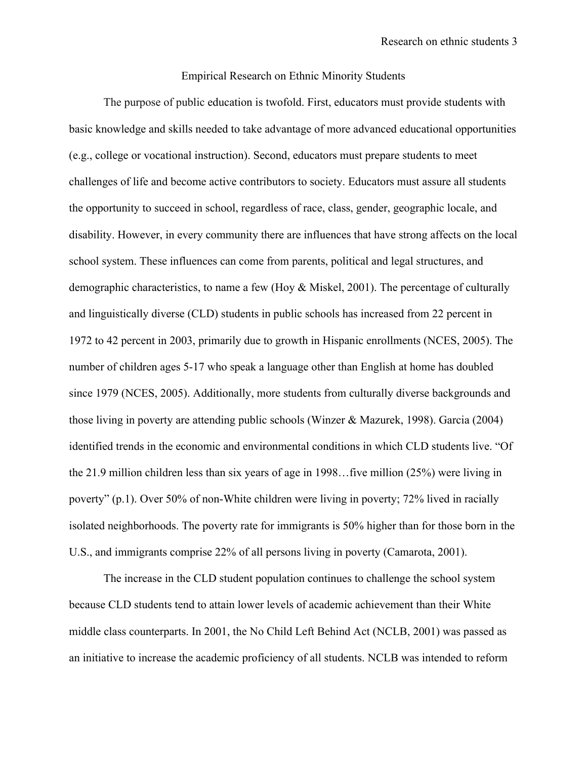# Empirical Research on Ethnic Minority Students

The purpose of public education is twofold. First, educators must provide students with basic knowledge and skills needed to take advantage of more advanced educational opportunities (e.g., college or vocational instruction). Second, educators must prepare students to meet challenges of life and become active contributors to society. Educators must assure all students the opportunity to succeed in school, regardless of race, class, gender, geographic locale, and disability. However, in every community there are influences that have strong affects on the local school system. These influences can come from parents, political and legal structures, and demographic characteristics, to name a few (Hoy & Miskel, 2001). The percentage of culturally and linguistically diverse (CLD) students in public schools has increased from 22 percent in 1972 to 42 percent in 2003, primarily due to growth in Hispanic enrollments (NCES, 2005). The number of children ages 5-17 who speak a language other than English at home has doubled since 1979 (NCES, 2005). Additionally, more students from culturally diverse backgrounds and those living in poverty are attending public schools (Winzer & Mazurek, 1998). Garcia (2004) identified trends in the economic and environmental conditions in which CLD students live. "Of the 21.9 million children less than six years of age in 1998…five million (25%) were living in poverty" (p.1). Over 50% of non-White children were living in poverty; 72% lived in racially isolated neighborhoods. The poverty rate for immigrants is 50% higher than for those born in the U.S., and immigrants comprise 22% of all persons living in poverty (Camarota, 2001).

The increase in the CLD student population continues to challenge the school system because CLD students tend to attain lower levels of academic achievement than their White middle class counterparts. In 2001, the No Child Left Behind Act (NCLB, 2001) was passed as an initiative to increase the academic proficiency of all students. NCLB was intended to reform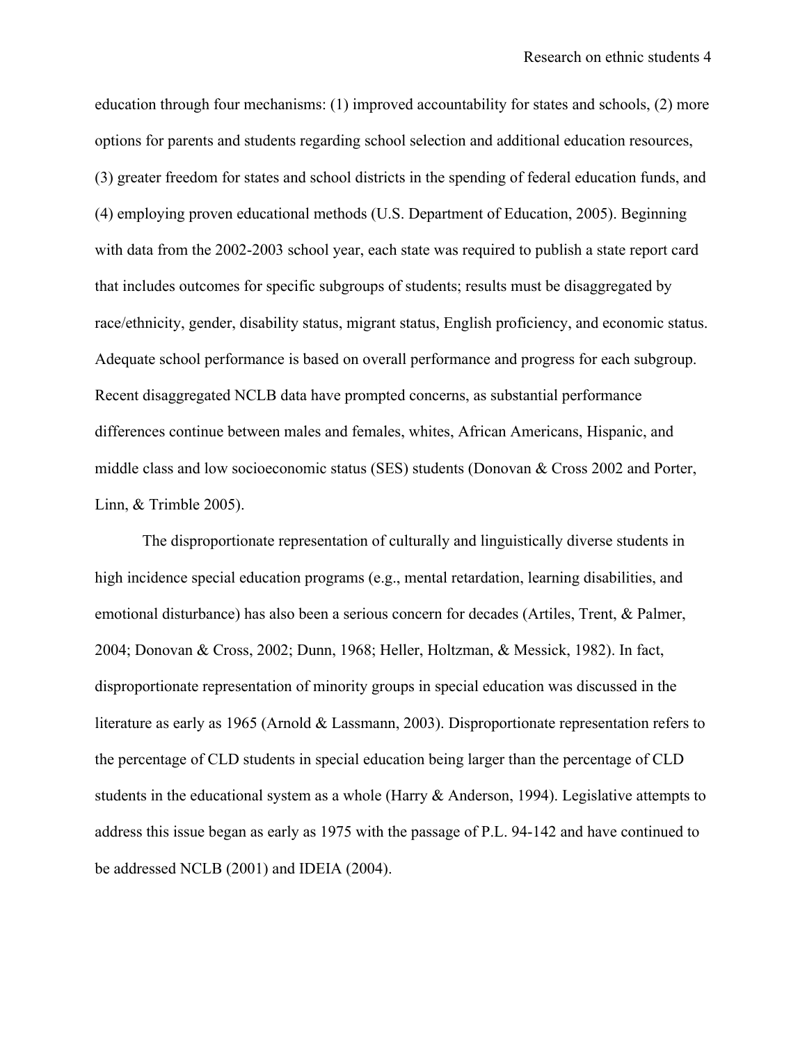education through four mechanisms: (1) improved accountability for states and schools, (2) more options for parents and students regarding school selection and additional education resources, (3) greater freedom for states and school districts in the spending of federal education funds, and (4) employing proven educational methods (U.S. Department of Education, 2005). Beginning with data from the 2002-2003 school year, each state was required to publish a state report card that includes outcomes for specific subgroups of students; results must be disaggregated by race/ethnicity, gender, disability status, migrant status, English proficiency, and economic status. Adequate school performance is based on overall performance and progress for each subgroup. Recent disaggregated NCLB data have prompted concerns, as substantial performance differences continue between males and females, whites, African Americans, Hispanic, and middle class and low socioeconomic status (SES) students (Donovan & Cross 2002 and Porter, Linn, & Trimble 2005).

The disproportionate representation of culturally and linguistically diverse students in high incidence special education programs (e.g., mental retardation, learning disabilities, and emotional disturbance) has also been a serious concern for decades (Artiles, Trent, & Palmer, 2004; Donovan & Cross, 2002; Dunn, 1968; Heller, Holtzman, & Messick, 1982). In fact, disproportionate representation of minority groups in special education was discussed in the literature as early as 1965 (Arnold & Lassmann, 2003). Disproportionate representation refers to the percentage of CLD students in special education being larger than the percentage of CLD students in the educational system as a whole (Harry & Anderson, 1994). Legislative attempts to address this issue began as early as 1975 with the passage of P.L. 94-142 and have continued to be addressed NCLB (2001) and IDEIA (2004).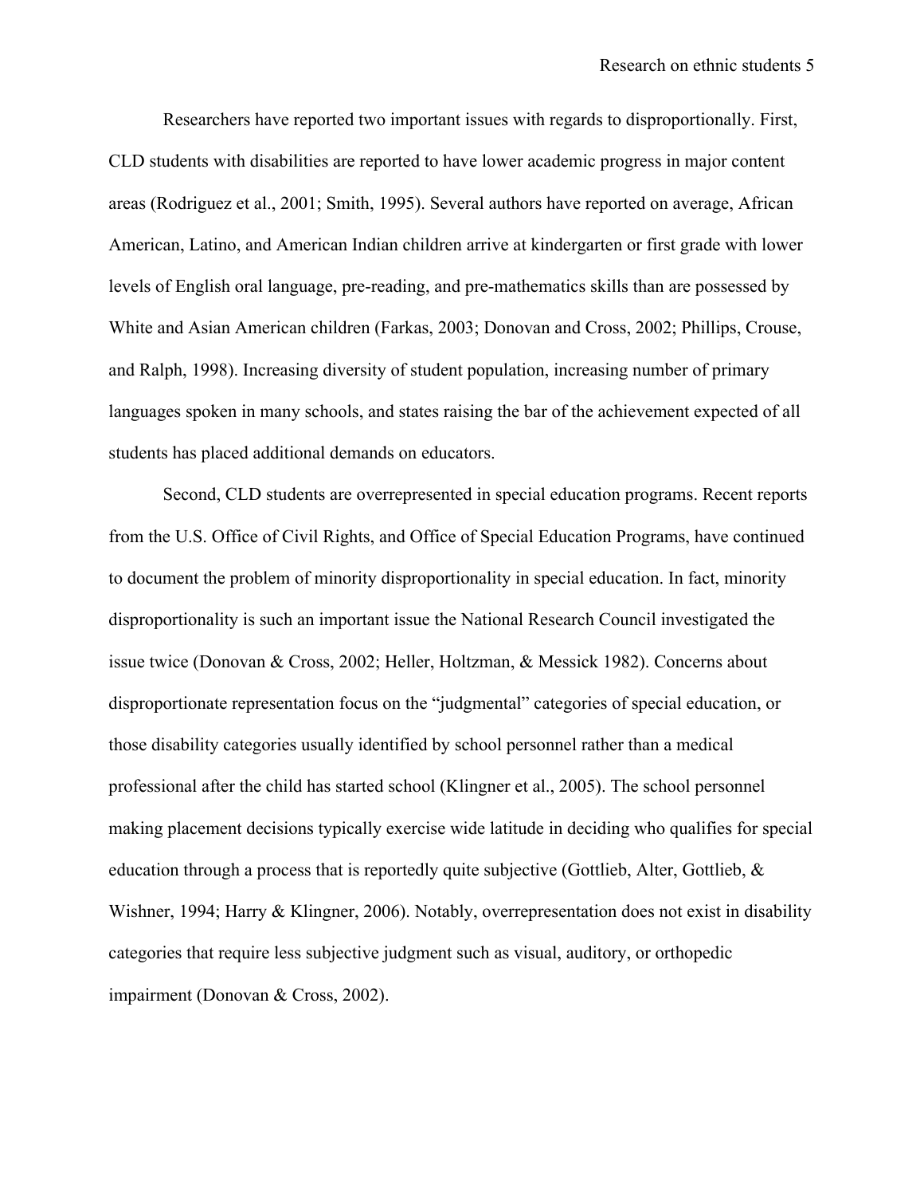Researchers have reported two important issues with regards to disproportionally. First, CLD students with disabilities are reported to have lower academic progress in major content areas (Rodriguez et al., 2001; Smith, 1995). Several authors have reported on average, African American, Latino, and American Indian children arrive at kindergarten or first grade with lower levels of English oral language, pre-reading, and pre-mathematics skills than are possessed by White and Asian American children (Farkas, 2003; Donovan and Cross, 2002; Phillips, Crouse, and Ralph, 1998). Increasing diversity of student population, increasing number of primary languages spoken in many schools, and states raising the bar of the achievement expected of all students has placed additional demands on educators.

Second, CLD students are overrepresented in special education programs. Recent reports from the U.S. Office of Civil Rights, and Office of Special Education Programs, have continued to document the problem of minority disproportionality in special education. In fact, minority disproportionality is such an important issue the National Research Council investigated the issue twice (Donovan & Cross, 2002; Heller, Holtzman, & Messick 1982). Concerns about disproportionate representation focus on the "judgmental" categories of special education, or those disability categories usually identified by school personnel rather than a medical professional after the child has started school (Klingner et al., 2005). The school personnel making placement decisions typically exercise wide latitude in deciding who qualifies for special education through a process that is reportedly quite subjective (Gottlieb, Alter, Gottlieb, & Wishner, 1994; Harry & Klingner, 2006). Notably, overrepresentation does not exist in disability categories that require less subjective judgment such as visual, auditory, or orthopedic impairment (Donovan & Cross, 2002).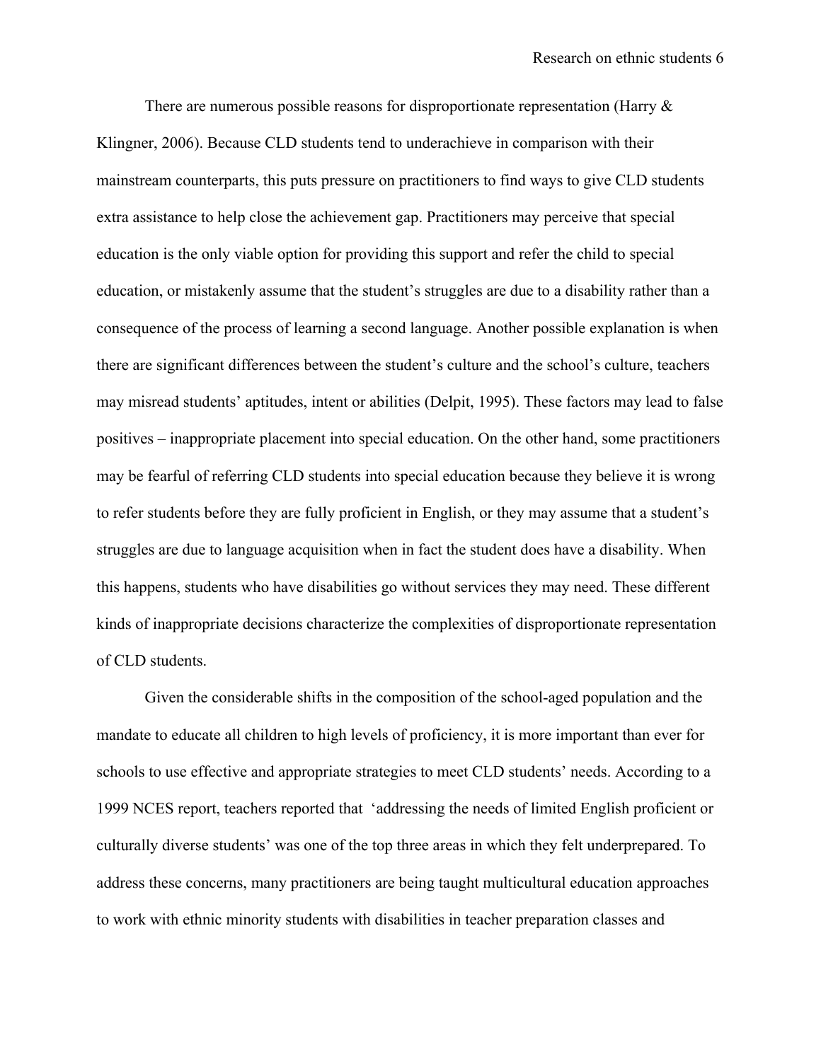There are numerous possible reasons for disproportionate representation (Harry & Klingner, 2006). Because CLD students tend to underachieve in comparison with their mainstream counterparts, this puts pressure on practitioners to find ways to give CLD students extra assistance to help close the achievement gap. Practitioners may perceive that special education is the only viable option for providing this support and refer the child to special education, or mistakenly assume that the student's struggles are due to a disability rather than a consequence of the process of learning a second language. Another possible explanation is when there are significant differences between the student's culture and the school's culture, teachers may misread students' aptitudes, intent or abilities (Delpit, 1995). These factors may lead to false positives – inappropriate placement into special education. On the other hand, some practitioners may be fearful of referring CLD students into special education because they believe it is wrong to refer students before they are fully proficient in English, or they may assume that a student's struggles are due to language acquisition when in fact the student does have a disability. When this happens, students who have disabilities go without services they may need. These different kinds of inappropriate decisions characterize the complexities of disproportionate representation of CLD students.

Given the considerable shifts in the composition of the school-aged population and the mandate to educate all children to high levels of proficiency, it is more important than ever for schools to use effective and appropriate strategies to meet CLD students' needs. According to a 1999 NCES report, teachers reported that 'addressing the needs of limited English proficient or culturally diverse students' was one of the top three areas in which they felt underprepared. To address these concerns, many practitioners are being taught multicultural education approaches to work with ethnic minority students with disabilities in teacher preparation classes and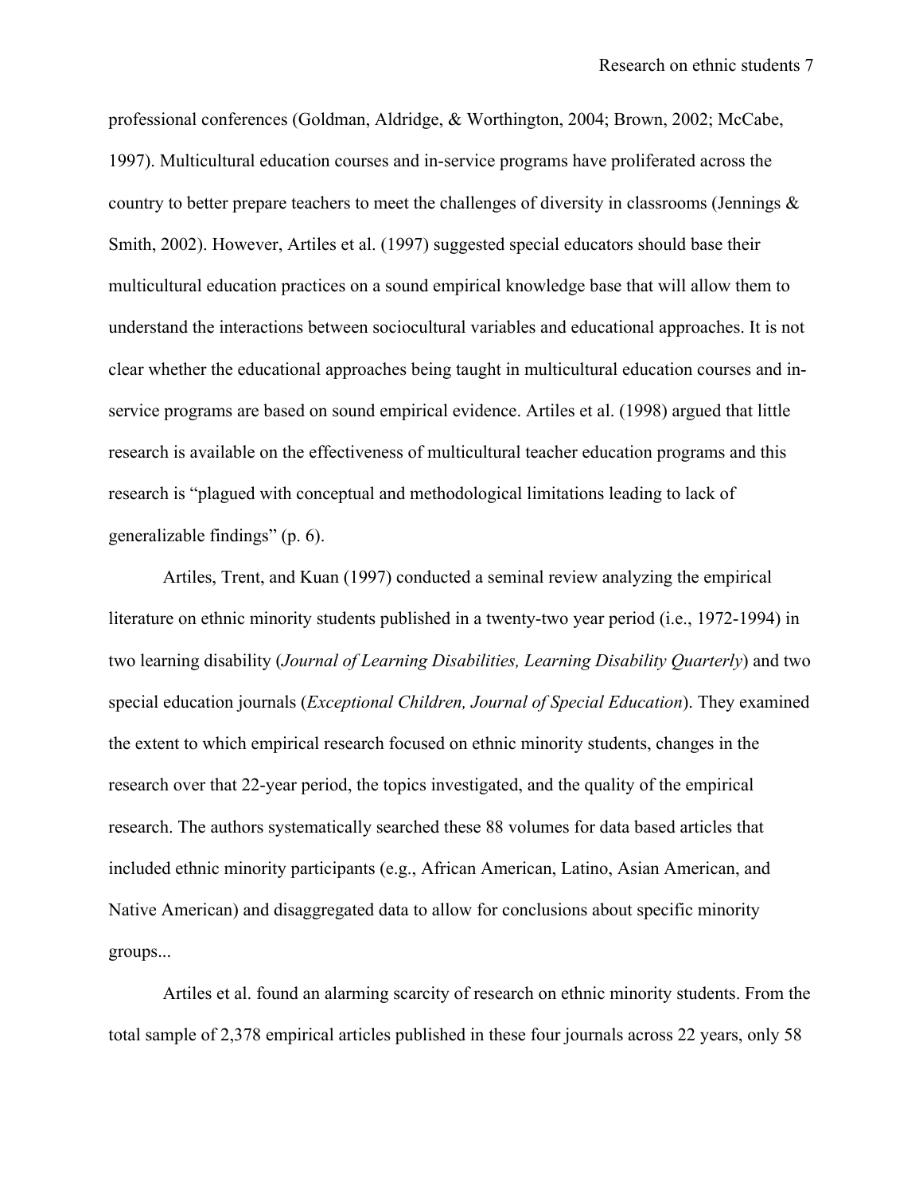professional conferences (Goldman, Aldridge, & Worthington, 2004; Brown, 2002; McCabe, 1997). Multicultural education courses and in-service programs have proliferated across the country to better prepare teachers to meet the challenges of diversity in classrooms (Jennings & Smith, 2002). However, Artiles et al. (1997) suggested special educators should base their multicultural education practices on a sound empirical knowledge base that will allow them to understand the interactions between sociocultural variables and educational approaches. It is not clear whether the educational approaches being taught in multicultural education courses and in-service programs are based on sound empirical evidence. Artiles et al. (1998) argued that little research is available on the effectiveness of multicultural teacher education programs and this research is "plagued with conceptual and methodological limitations leading to lack of generalizable findings" (p. 6).

Artiles, Trent, and Kuan (1997) conducted a seminal review analyzing the empirical literature on ethnic minority students published in a twenty-two year period (i.e., 1972-1994) in two learning disability (*Journal of Learning Disabilities, Learning Disability Quarterly*) and two special education journals (*Exceptional Children, Journal of Special Education*). They examined the extent to which empirical research focused on ethnic minority students, changes in the research over that 22-year period, the topics investigated, and the quality of the empirical research. The authors systematically searched these 88 volumes for data based articles that included ethnic minority participants (e.g., African American, Latino, Asian American, and Native American) and disaggregated data to allow for conclusions about specific minority groups...

Artiles et al. found an alarming scarcity of research on ethnic minority students. From the total sample of 2,378 empirical articles published in these four journals across 22 years, only 58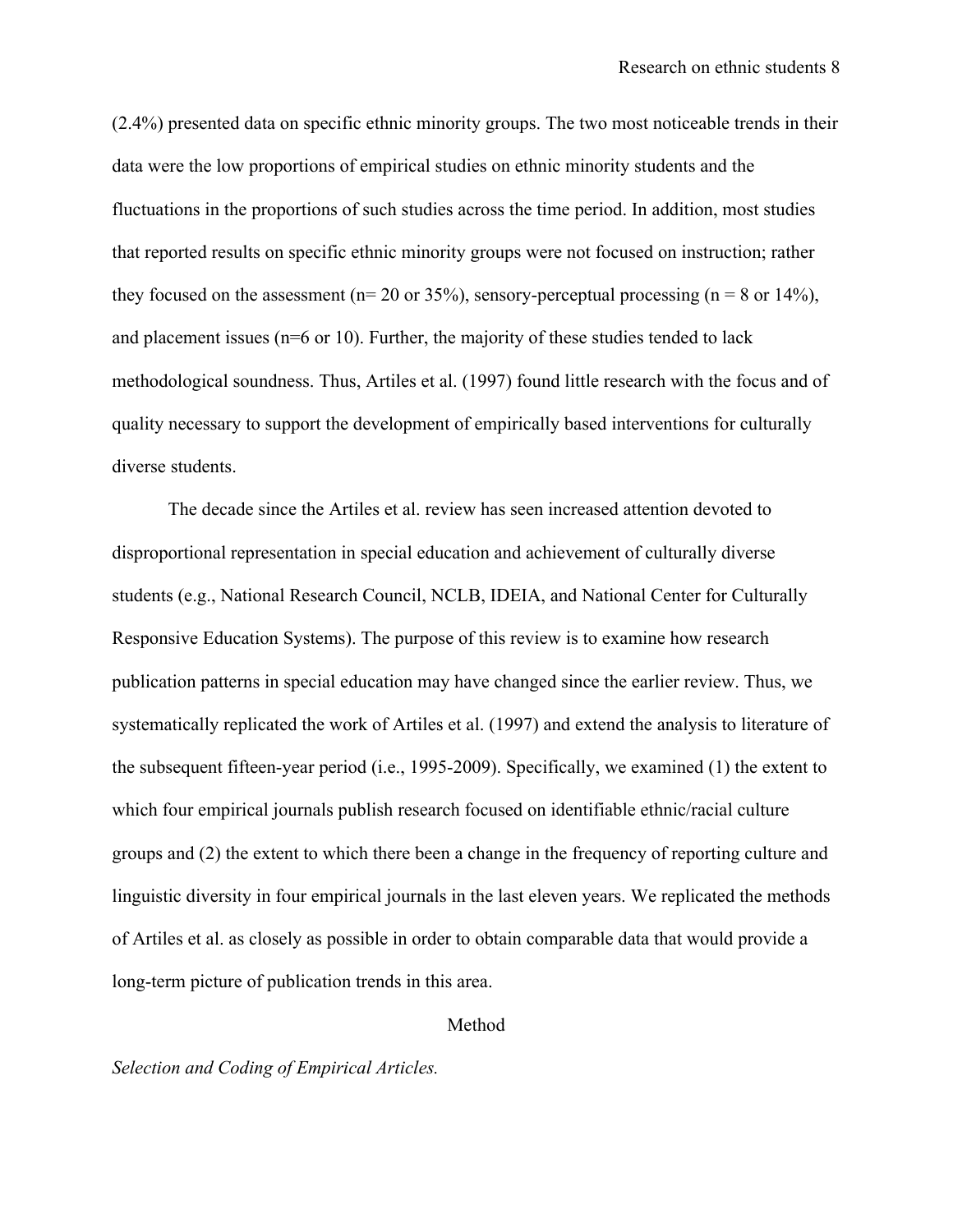(2.4%) presented data on specific ethnic minority groups. The two most noticeable trends in their data were the low proportions of empirical studies on ethnic minority students and the fluctuations in the proportions of such studies across the time period. In addition, most studies that reported results on specific ethnic minority groups were not focused on instruction; rather they focused on the assessment (n= 20 or 35%), sensory-perceptual processing (n = 8 or 14%), and placement issues (n=6 or 10). Further, the majority of these studies tended to lack methodological soundness. Thus, Artiles et al. (1997) found little research with the focus and of quality necessary to support the development of empirically based interventions for culturally diverse students.

The decade since the Artiles et al. review has seen increased attention devoted to disproportional representation in special education and achievement of culturally diverse students (e.g., National Research Council, NCLB, IDEIA, and National Center for Culturally Responsive Education Systems). The purpose of this review is to examine how research publication patterns in special education may have changed since the earlier review. Thus, we systematically replicated the work of Artiles et al. (1997) and extend the analysis to literature of the subsequent fifteen-year period (i.e., 1995-2009). Specifically, we examined (1) the extent to which four empirical journals publish research focused on identifiable ethnic/racial culture groups and (2) the extent to which there been a change in the frequency of reporting culture and linguistic diversity in four empirical journals in the last eleven years. We replicated the methods of Artiles et al. as closely as possible in order to obtain comparable data that would provide a long-term picture of publication trends in this area.

## Method

*Selection and Coding of Empirical Articles.*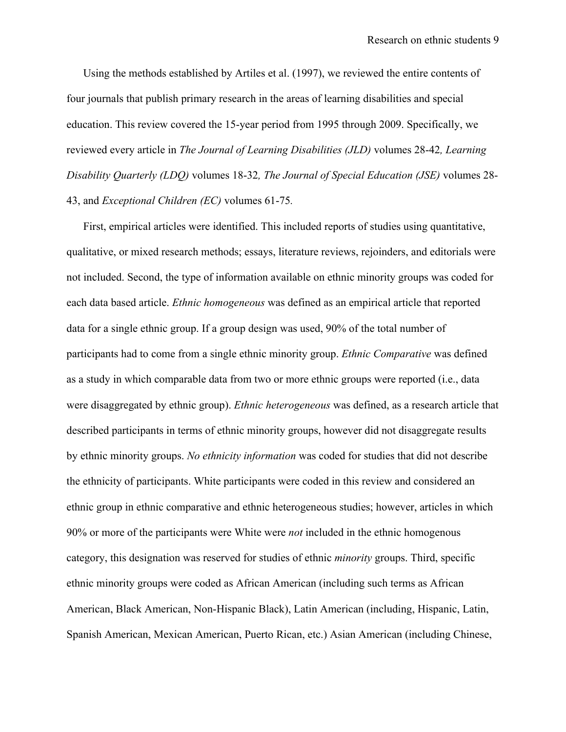Using the methods established by Artiles et al. (1997), we reviewed the entire contents of four journals that publish primary research in the areas of learning disabilities and special education. This review covered the 15-year period from 1995 through 2009. Specifically, we reviewed every article in *The Journal of Learning Disabilities (JLD)* volumes 28-42*, Learning Disability Quarterly (LDQ)* volumes 18-32*, The Journal of Special Education (JSE)* volumes 28-43, and *Exceptional Children (EC)* volumes 61-75*.*

First, empirical articles were identified. This included reports of studies using quantitative, qualitative, or mixed research methods; essays, literature reviews, rejoinders, and editorials were not included. Second, the type of information available on ethnic minority groups was coded for each data based article. *Ethnic homogeneous* was defined as an empirical article that reported data for a single ethnic group. If a group design was used, 90% of the total number of participants had to come from a single ethnic minority group. *Ethnic Comparative* was defined as a study in which comparable data from two or more ethnic groups were reported (i.e., data were disaggregated by ethnic group). *Ethnic heterogeneous* was defined, as a research article that described participants in terms of ethnic minority groups, however did not disaggregate results by ethnic minority groups. *No ethnicity information* was coded for studies that did not describe the ethnicity of participants. White participants were coded in this review and considered an ethnic group in ethnic comparative and ethnic heterogeneous studies; however, articles in which 90% or more of the participants were White were *not* included in the ethnic homogenous category, this designation was reserved for studies of ethnic *minority* groups. Third, specific ethnic minority groups were coded as African American (including such terms as African American, Black American, Non-Hispanic Black), Latin American (including, Hispanic, Latin, Spanish American, Mexican American, Puerto Rican, etc.) Asian American (including Chinese,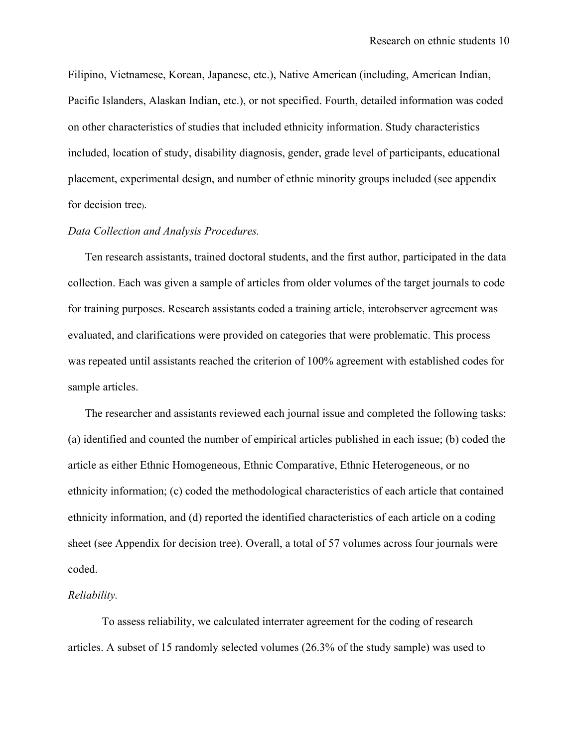Filipino, Vietnamese, Korean, Japanese, etc.), Native American (including, American Indian, Pacific Islanders, Alaskan Indian, etc.), or not specified. Fourth, detailed information was coded on other characteristics of studies that included ethnicity information. Study characteristics included, location of study, disability diagnosis, gender, grade level of participants, educational placement, experimental design, and number of ethnic minority groups included (see appendix for decision tree).

*Data Collection and Analysis Procedures.*

Ten research assistants, trained doctoral students, and the first author, participated in the data collection. Each was given a sample of articles from older volumes of the target journals to code for training purposes. Research assistants coded a training article, interobserver agreement was evaluated, and clarifications were provided on categories that were problematic. This process was repeated until assistants reached the criterion of 100% agreement with established codes for sample articles.

The researcher and assistants reviewed each journal issue and completed the following tasks: (a) identified and counted the number of empirical articles published in each issue; (b) coded the article as either Ethnic Homogeneous, Ethnic Comparative, Ethnic Heterogeneous, or no ethnicity information; (c) coded the methodological characteristics of each article that contained ethnicity information, and (d) reported the identified characteristics of each article on a coding sheet (see Appendix for decision tree). Overall, a total of 57 volumes across four journals were coded.

*Reliability.*

To assess reliability, we calculated interrater agreement for the coding of research articles. A subset of 15 randomly selected volumes (26.3% of the study sample) was used to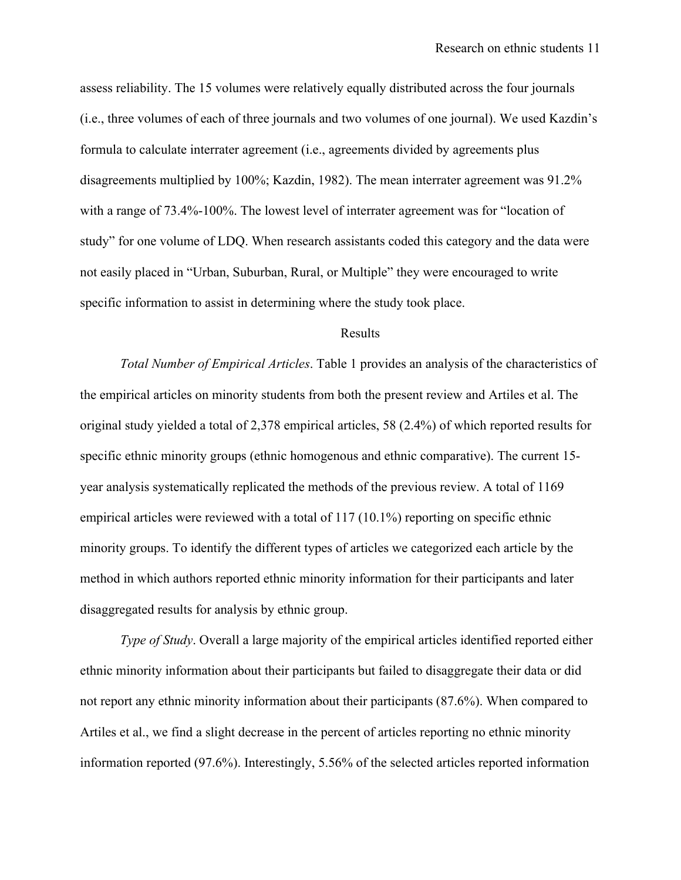assess reliability. The 15 volumes were relatively equally distributed across the four journals (i.e., three volumes of each of three journals and two volumes of one journal). We used Kazdin's formula to calculate interrater agreement (i.e., agreements divided by agreements plus disagreements multiplied by 100%; Kazdin, 1982). The mean interrater agreement was 91.2% with a range of 73.4%-100%. The lowest level of interrater agreement was for "location of study" for one volume of LDQ. When research assistants coded this category and the data were not easily placed in "Urban, Suburban, Rural, or Multiple" they were encouraged to write specific information to assist in determining where the study took place.

## Results

*Total Number of Empirical Articles*. Table 1 provides an analysis of the characteristics of the empirical articles on minority students from both the present review and Artiles et al. The original study yielded a total of 2,378 empirical articles, 58 (2.4%) of which reported results for specific ethnic minority groups (ethnic homogenous and ethnic comparative). The current 15-year analysis systematically replicated the methods of the previous review. A total of 1169 empirical articles were reviewed with a total of 117 (10.1%) reporting on specific ethnic minority groups. To identify the different types of articles we categorized each article by the method in which authors reported ethnic minority information for their participants and later disaggregated results for analysis by ethnic group.

*Type of Study*. Overall a large majority of the empirical articles identified reported either ethnic minority information about their participants but failed to disaggregate their data or did not report any ethnic minority information about their participants (87.6%). When compared to Artiles et al., we find a slight decrease in the percent of articles reporting no ethnic minority information reported (97.6%). Interestingly, 5.56% of the selected articles reported information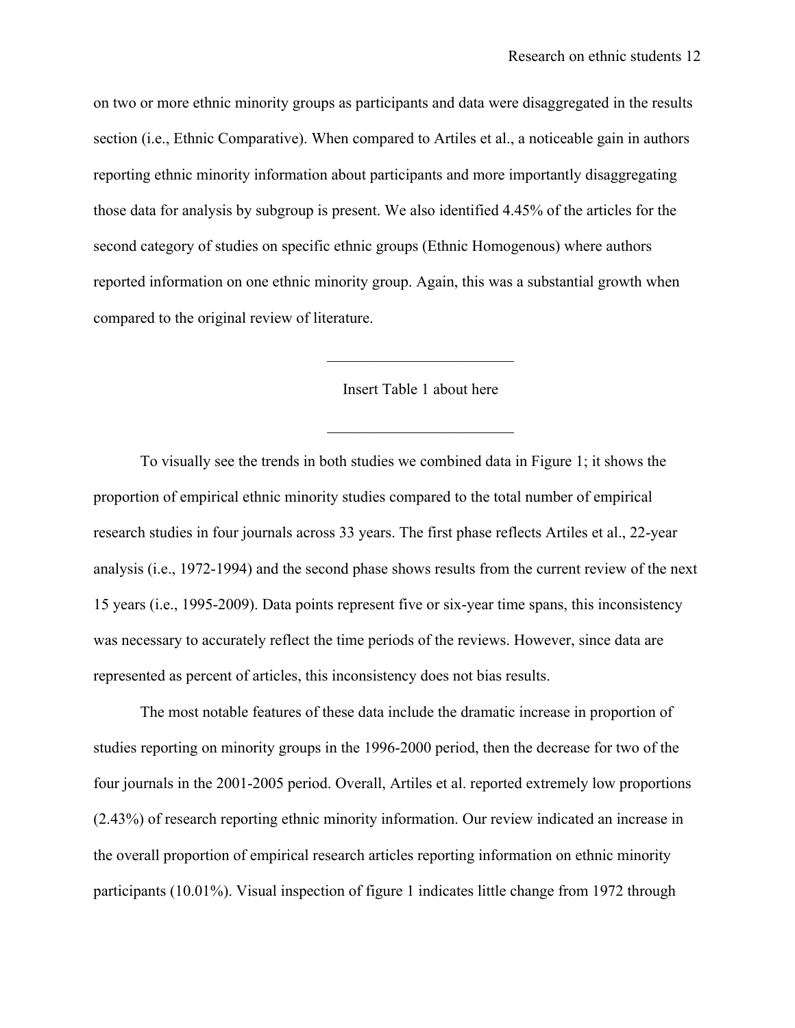on two or more ethnic minority groups as participants and data were disaggregated in the results section (i.e., Ethnic Comparative). When compared to Artiles et al., a noticeable gain in authors reporting ethnic minority information about participants and more importantly disaggregating those data for analysis by subgroup is present. We also identified 4.45% of the articles for the second category of studies on specific ethnic groups (Ethnic Homogenous) where authors reported information on one ethnic minority group. Again, this was a substantial growth when compared to the original review of literature.

---

Insert Table 1 about here

---

To visually see the trends in both studies we combined data in Figure 1; it shows the proportion of empirical ethnic minority studies compared to the total number of empirical research studies in four journals across 33 years. The first phase reflects Artiles et al., 22-year analysis (i.e., 1972-1994) and the second phase shows results from the current review of the next 15 years (i.e., 1995-2009). Data points represent five or six-year time spans, this inconsistency was necessary to accurately reflect the time periods of the reviews. However, since data are represented as percent of articles, this inconsistency does not bias results.

The most notable features of these data include the dramatic increase in proportion of studies reporting on minority groups in the 1996-2000 period, then the decrease for two of the four journals in the 2001-2005 period. Overall, Artiles et al. reported extremely low proportions (2.43%) of research reporting ethnic minority information. Our review indicated an increase in the overall proportion of empirical research articles reporting information on ethnic minority participants (10.01%). Visual inspection of figure 1 indicates little change from 1972 through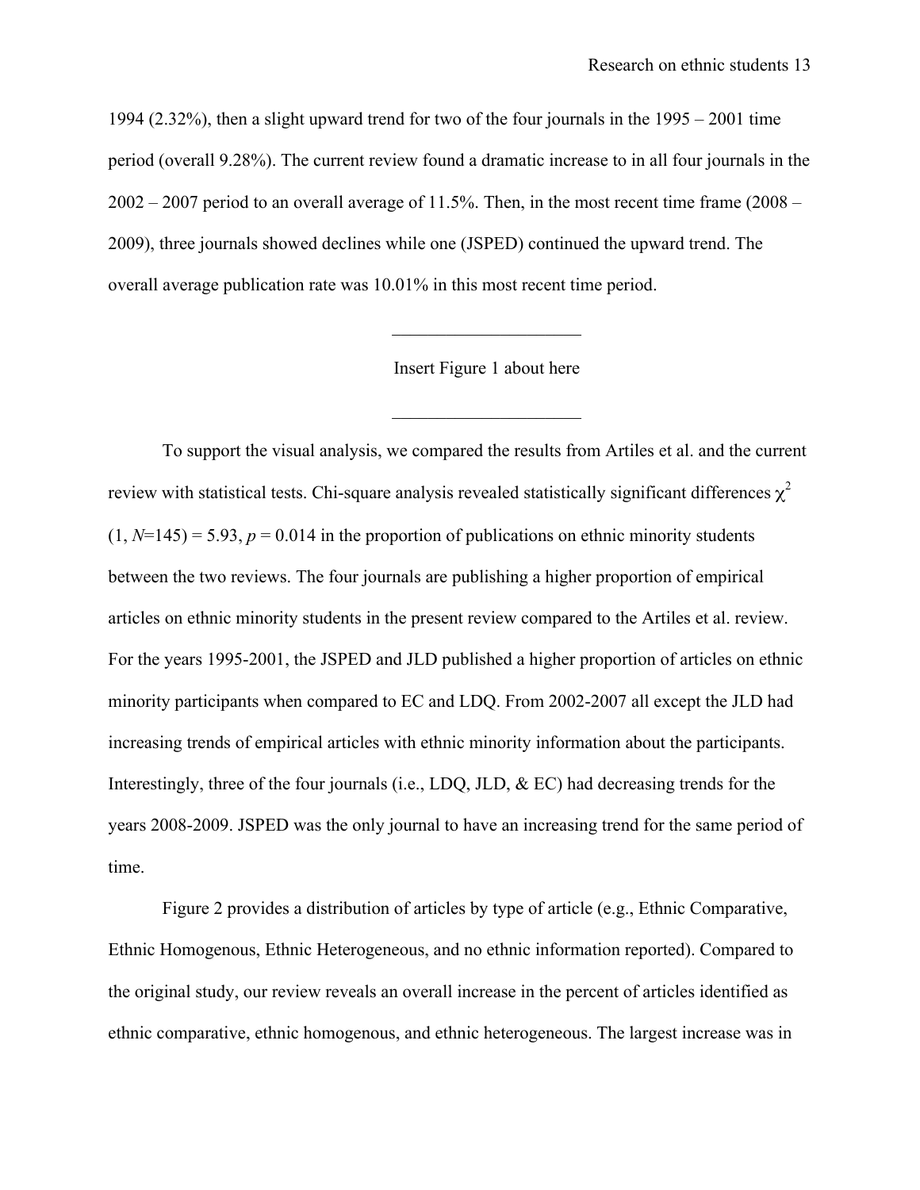1994 (2.32%), then a slight upward trend for two of the four journals in the 1995 – 2001 time period (overall 9.28%). The current review found a dramatic increase to in all four journals in the 2002 – 2007 period to an overall average of 11.5%. Then, in the most recent time frame (2008 – 2009), three journals showed declines while one (JSPED) continued the upward trend. The overall average publication rate was 10.01% in this most recent time period.

---

Insert Figure 1 about here

---

To support the visual analysis, we compared the results from Artiles et al. and the current review with statistical tests. Chi-square analysis revealed statistically significant differences $\chi^2$ $(1, N=145) = 5.93$, $p = 0.014$ in the proportion of publications on ethnic minority students between the two reviews. The four journals are publishing a higher proportion of empirical articles on ethnic minority students in the present review compared to the Artiles et al. review. For the years 1995-2001, the JSPED and JLD published a higher proportion of articles on ethnic minority participants when compared to EC and LDQ. From 2002-2007 all except the JLD had increasing trends of empirical articles with ethnic minority information about the participants. Interestingly, three of the four journals (i.e., LDQ, JLD, & EC) had decreasing trends for the years 2008-2009. JSPED was the only journal to have an increasing trend for the same period of time.

Figure 2 provides a distribution of articles by type of article (e.g., Ethnic Comparative, Ethnic Homogenous, Ethnic Heterogeneous, and no ethnic information reported). Compared to the original study, our review reveals an overall increase in the percent of articles identified as ethnic comparative, ethnic homogenous, and ethnic heterogeneous. The largest increase was in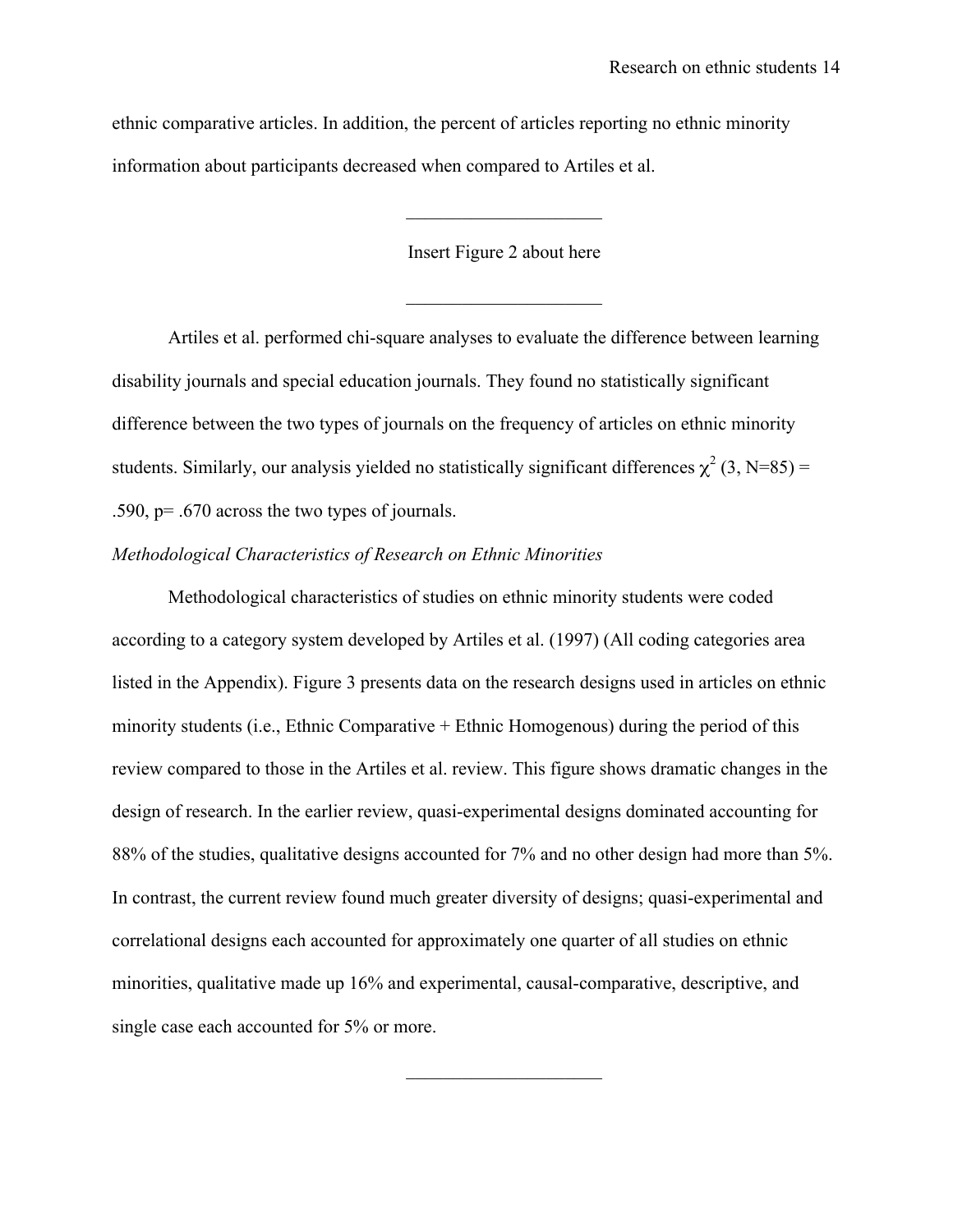ethnic comparative articles. In addition, the percent of articles reporting no ethnic minority information about participants decreased when compared to Artiles et al.

---

Insert Figure 2 about here

---

Artiles et al. performed chi-square analyses to evaluate the difference between learning disability journals and special education journals. They found no statistically significant difference between the two types of journals on the frequency of articles on ethnic minority students. Similarly, our analysis yielded no statistically significant differences $\chi^2$ (3, N=85) = .590, p= .670 across the two types of journals.

*Methodological Characteristics of Research on Ethnic Minorities*

Methodological characteristics of studies on ethnic minority students were coded according to a category system developed by Artiles et al. (1997) (All coding categories area listed in the Appendix). Figure 3 presents data on the research designs used in articles on ethnic minority students (i.e., Ethnic Comparative + Ethnic Homogenous) during the period of this review compared to those in the Artiles et al. review. This figure shows dramatic changes in the design of research. In the earlier review, quasi-experimental designs dominated accounting for 88% of the studies, qualitative designs accounted for 7% and no other design had more than 5%. In contrast, the current review found much greater diversity of designs; quasi-experimental and correlational designs each accounted for approximately one quarter of all studies on ethnic minorities, qualitative made up 16% and experimental, causal-comparative, descriptive, and single case each accounted for 5% or more.

---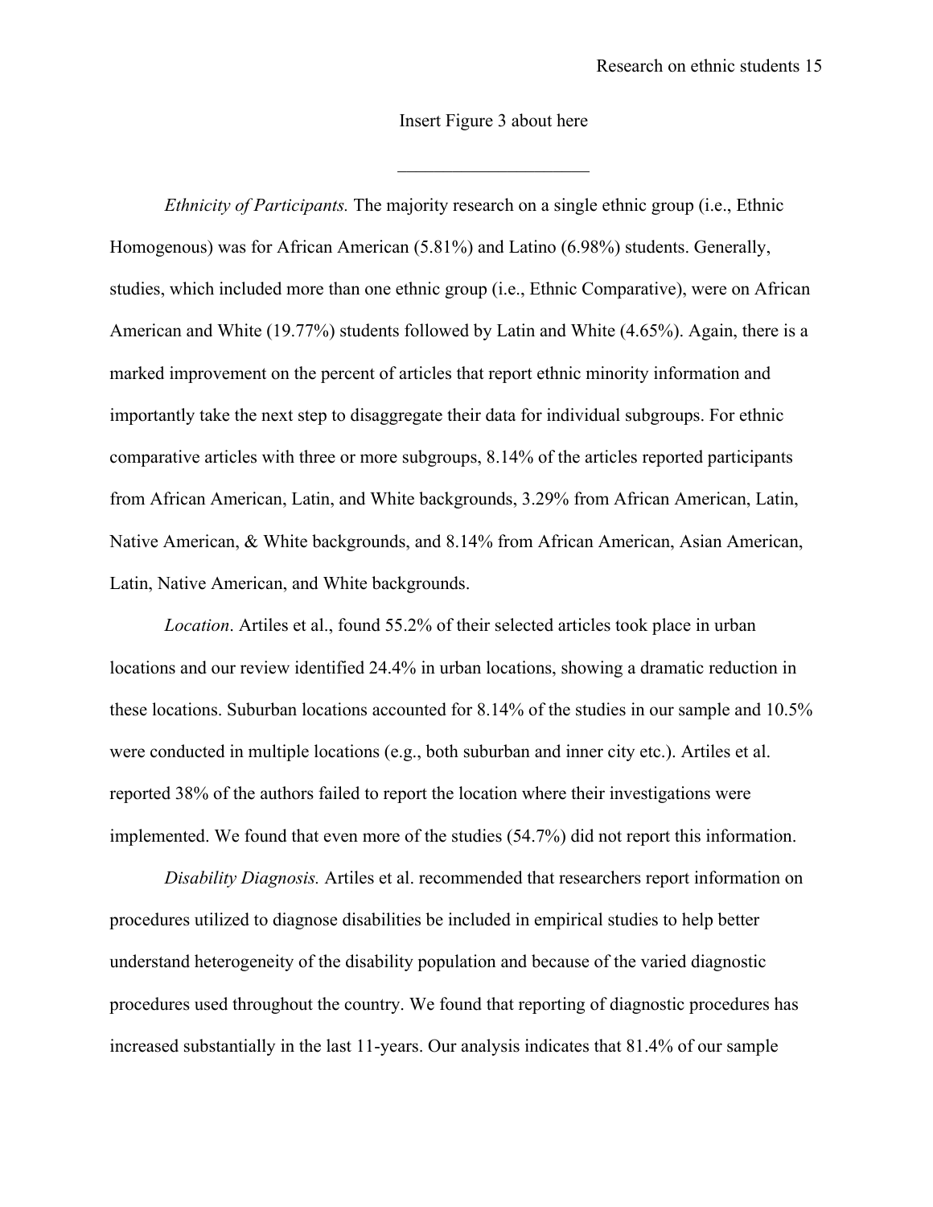Insert Figure 3 about here

_____________________

*Ethnicity of Participants.* The majority research on a single ethnic group (i.e., Ethnic Homogenous) was for African American (5.81%) and Latino (6.98%) students. Generally, studies, which included more than one ethnic group (i.e., Ethnic Comparative), were on African American and White (19.77%) students followed by Latin and White (4.65%). Again, there is a marked improvement on the percent of articles that report ethnic minority information and importantly take the next step to disaggregate their data for individual subgroups. For ethnic comparative articles with three or more subgroups, 8.14% of the articles reported participants from African American, Latin, and White backgrounds, 3.29% from African American, Latin, Native American, & White backgrounds, and 8.14% from African American, Asian American, Latin, Native American, and White backgrounds.

*Location*. Artiles et al., found 55.2% of their selected articles took place in urban locations and our review identified 24.4% in urban locations, showing a dramatic reduction in these locations. Suburban locations accounted for 8.14% of the studies in our sample and 10.5% were conducted in multiple locations (e.g., both suburban and inner city etc.). Artiles et al. reported 38% of the authors failed to report the location where their investigations were implemented. We found that even more of the studies (54.7%) did not report this information.

*Disability Diagnosis.* Artiles et al. recommended that researchers report information on procedures utilized to diagnose disabilities be included in empirical studies to help better understand heterogeneity of the disability population and because of the varied diagnostic procedures used throughout the country. We found that reporting of diagnostic procedures has increased substantially in the last 11-years. Our analysis indicates that 81.4% of our sample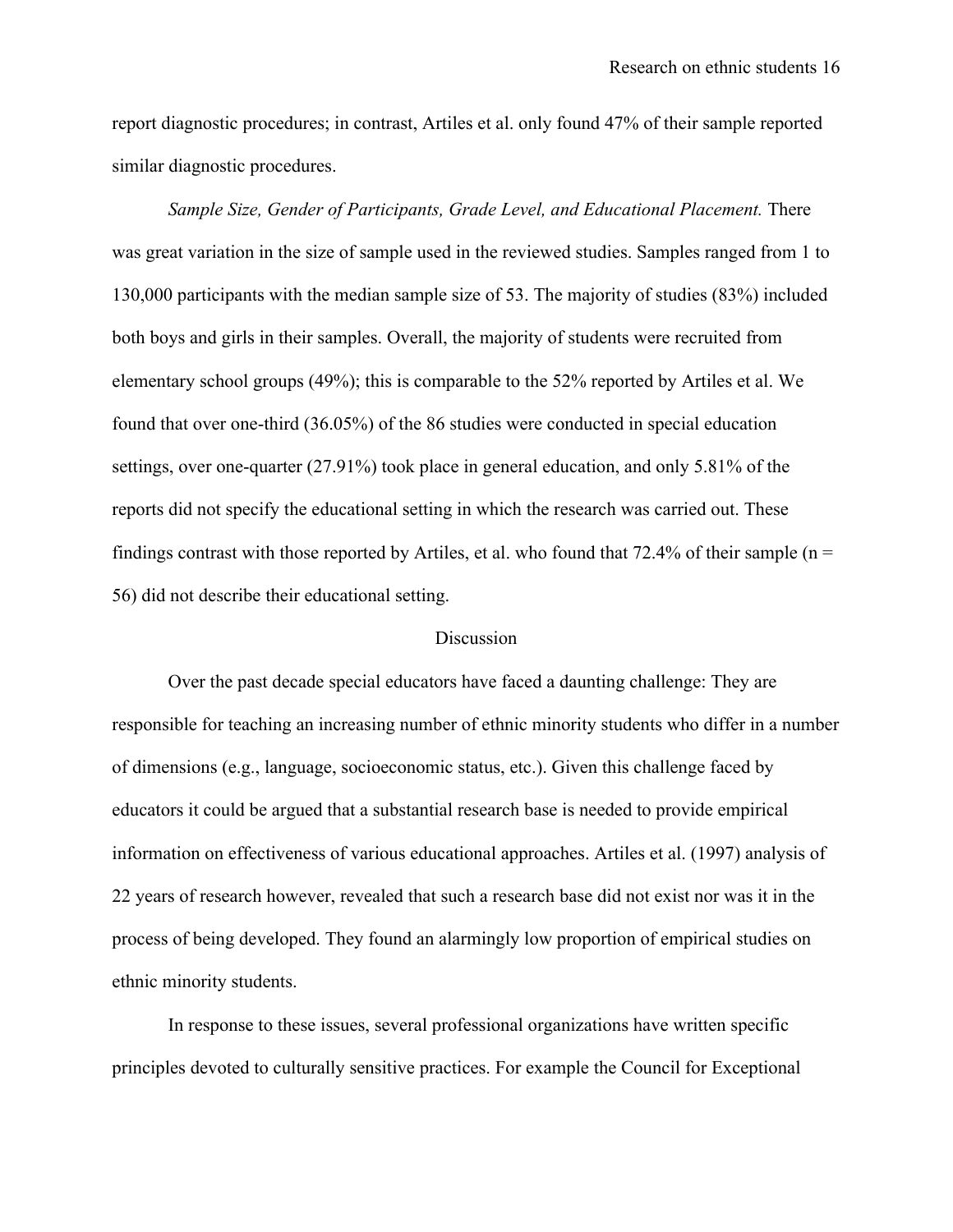report diagnostic procedures; in contrast, Artiles et al. only found 47% of their sample reported similar diagnostic procedures.

*Sample Size, Gender of Participants, Grade Level, and Educational Placement.* There was great variation in the size of sample used in the reviewed studies. Samples ranged from 1 to 130,000 participants with the median sample size of 53. The majority of studies (83%) included both boys and girls in their samples. Overall, the majority of students were recruited from elementary school groups (49%); this is comparable to the 52% reported by Artiles et al. We found that over one-third (36.05%) of the 86 studies were conducted in special education settings, over one-quarter (27.91%) took place in general education, and only 5.81% of the reports did not specify the educational setting in which the research was carried out. These findings contrast with those reported by Artiles, et al. who found that 72.4% of their sample (n = 56) did not describe their educational setting.

## Discussion

Over the past decade special educators have faced a daunting challenge: They are responsible for teaching an increasing number of ethnic minority students who differ in a number of dimensions (e.g., language, socioeconomic status, etc.). Given this challenge faced by educators it could be argued that a substantial research base is needed to provide empirical information on effectiveness of various educational approaches. Artiles et al. (1997) analysis of 22 years of research however, revealed that such a research base did not exist nor was it in the process of being developed. They found an alarmingly low proportion of empirical studies on ethnic minority students.

In response to these issues, several professional organizations have written specific principles devoted to culturally sensitive practices. For example the Council for Exceptional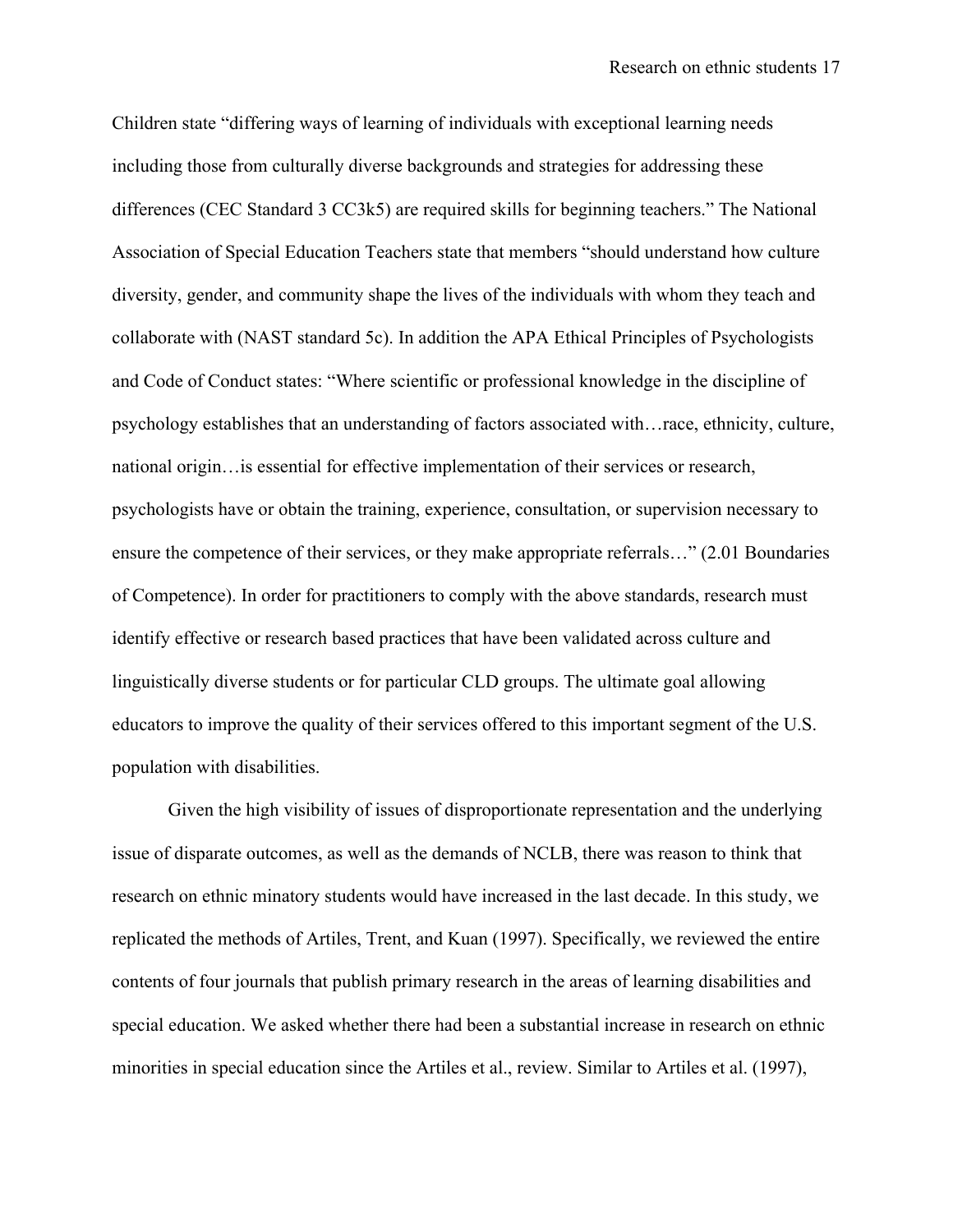Children state "differing ways of learning of individuals with exceptional learning needs including those from culturally diverse backgrounds and strategies for addressing these differences (CEC Standard 3 CC3k5) are required skills for beginning teachers." The National Association of Special Education Teachers state that members "should understand how culture diversity, gender, and community shape the lives of the individuals with whom they teach and collaborate with (NAST standard 5c). In addition the APA Ethical Principles of Psychologists and Code of Conduct states: "Where scientific or professional knowledge in the discipline of psychology establishes that an understanding of factors associated with…race, ethnicity, culture, national origin…is essential for effective implementation of their services or research, psychologists have or obtain the training, experience, consultation, or supervision necessary to ensure the competence of their services, or they make appropriate referrals…" (2.01 Boundaries of Competence). In order for practitioners to comply with the above standards, research must identify effective or research based practices that have been validated across culture and linguistically diverse students or for particular CLD groups. The ultimate goal allowing educators to improve the quality of their services offered to this important segment of the U.S. population with disabilities.

Given the high visibility of issues of disproportionate representation and the underlying issue of disparate outcomes, as well as the demands of NCLB, there was reason to think that research on ethnic minatory students would have increased in the last decade. In this study, we replicated the methods of Artiles, Trent, and Kuan (1997). Specifically, we reviewed the entire contents of four journals that publish primary research in the areas of learning disabilities and special education. We asked whether there had been a substantial increase in research on ethnic minorities in special education since the Artiles et al., review. Similar to Artiles et al. (1997),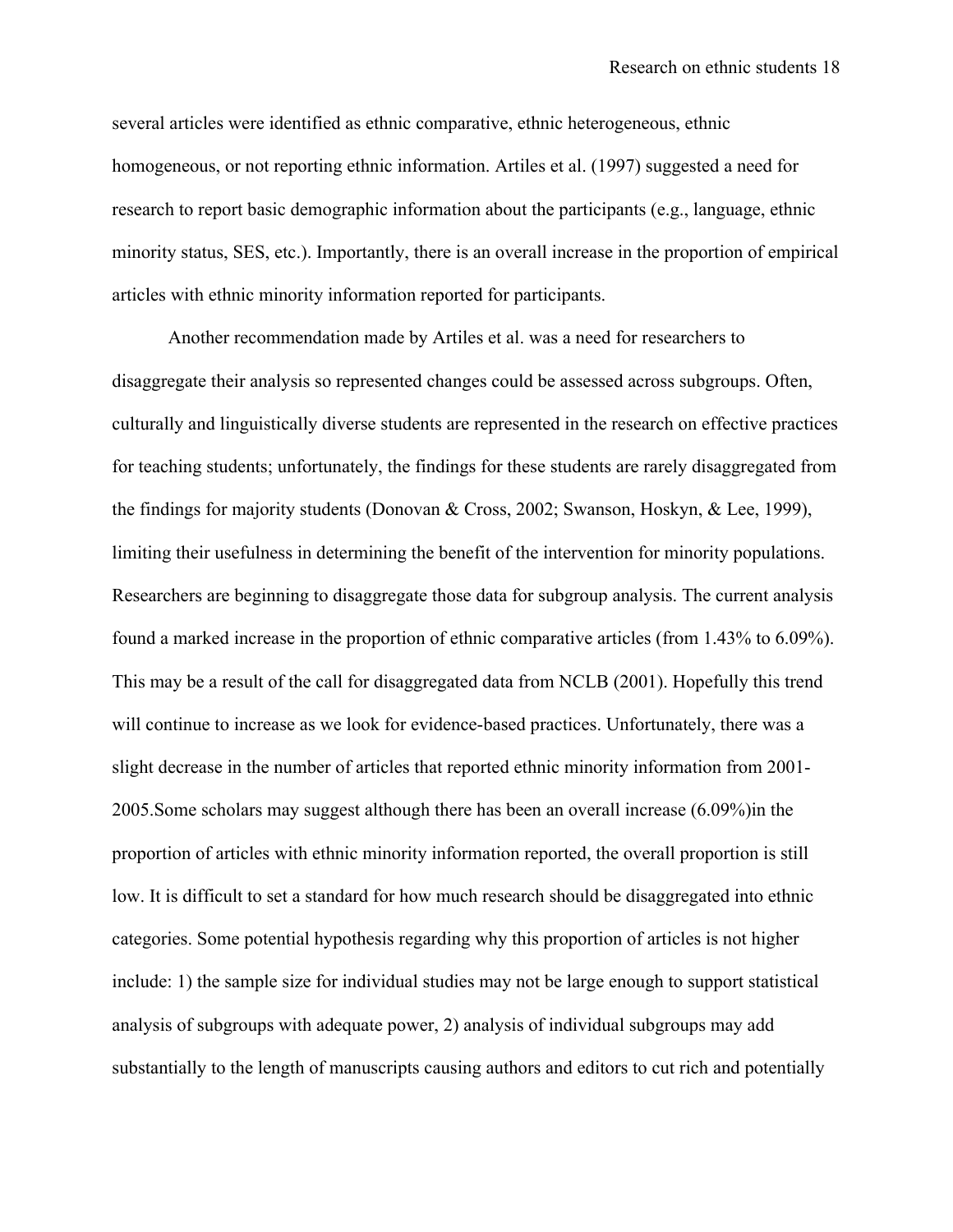several articles were identified as ethnic comparative, ethnic heterogeneous, ethnic homogeneous, or not reporting ethnic information. Artiles et al. (1997) suggested a need for research to report basic demographic information about the participants (e.g., language, ethnic minority status, SES, etc.). Importantly, there is an overall increase in the proportion of empirical articles with ethnic minority information reported for participants.

Another recommendation made by Artiles et al. was a need for researchers to disaggregate their analysis so represented changes could be assessed across subgroups. Often, culturally and linguistically diverse students are represented in the research on effective practices for teaching students; unfortunately, the findings for these students are rarely disaggregated from the findings for majority students (Donovan & Cross, 2002; Swanson, Hoskyn, & Lee, 1999), limiting their usefulness in determining the benefit of the intervention for minority populations. Researchers are beginning to disaggregate those data for subgroup analysis. The current analysis found a marked increase in the proportion of ethnic comparative articles (from 1.43% to 6.09%). This may be a result of the call for disaggregated data from NCLB (2001). Hopefully this trend will continue to increase as we look for evidence-based practices. Unfortunately, there was a slight decrease in the number of articles that reported ethnic minority information from 2001-2005.Some scholars may suggest although there has been an overall increase (6.09%)in the proportion of articles with ethnic minority information reported, the overall proportion is still low. It is difficult to set a standard for how much research should be disaggregated into ethnic categories. Some potential hypothesis regarding why this proportion of articles is not higher include: 1) the sample size for individual studies may not be large enough to support statistical analysis of subgroups with adequate power, 2) analysis of individual subgroups may add substantially to the length of manuscripts causing authors and editors to cut rich and potentially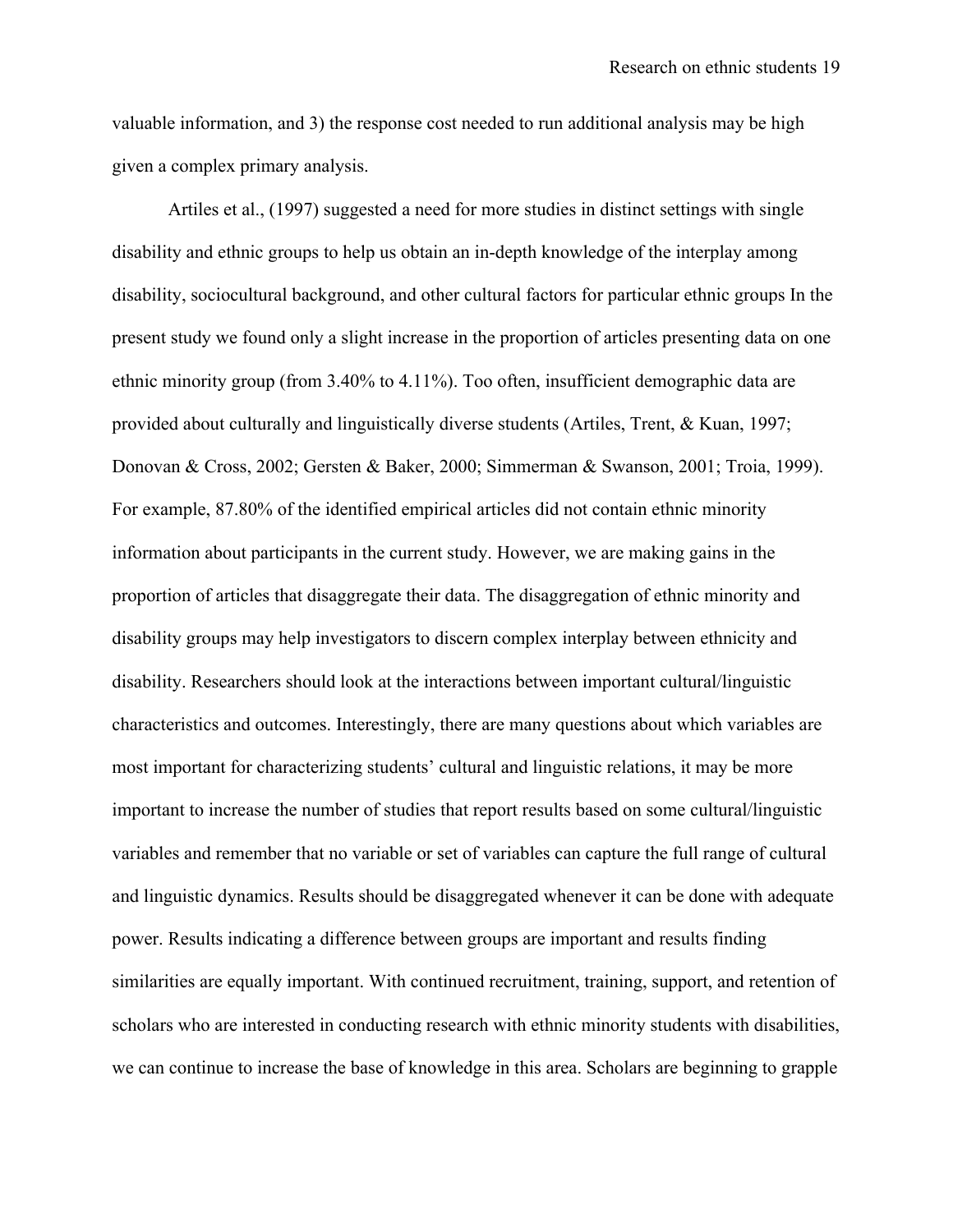valuable information, and 3) the response cost needed to run additional analysis may be high given a complex primary analysis.

Artiles et al., (1997) suggested a need for more studies in distinct settings with single disability and ethnic groups to help us obtain an in-depth knowledge of the interplay among disability, sociocultural background, and other cultural factors for particular ethnic groups In the present study we found only a slight increase in the proportion of articles presenting data on one ethnic minority group (from 3.40% to 4.11%). Too often, insufficient demographic data are provided about culturally and linguistically diverse students (Artiles, Trent, & Kuan, 1997; Donovan & Cross, 2002; Gersten & Baker, 2000; Simmerman & Swanson, 2001; Troia, 1999). For example, 87.80% of the identified empirical articles did not contain ethnic minority information about participants in the current study. However, we are making gains in the proportion of articles that disaggregate their data. The disaggregation of ethnic minority and disability groups may help investigators to discern complex interplay between ethnicity and disability. Researchers should look at the interactions between important cultural/linguistic characteristics and outcomes. Interestingly, there are many questions about which variables are most important for characterizing students' cultural and linguistic relations, it may be more important to increase the number of studies that report results based on some cultural/linguistic variables and remember that no variable or set of variables can capture the full range of cultural and linguistic dynamics. Results should be disaggregated whenever it can be done with adequate power. Results indicating a difference between groups are important and results finding similarities are equally important. With continued recruitment, training, support, and retention of scholars who are interested in conducting research with ethnic minority students with disabilities, we can continue to increase the base of knowledge in this area. Scholars are beginning to grapple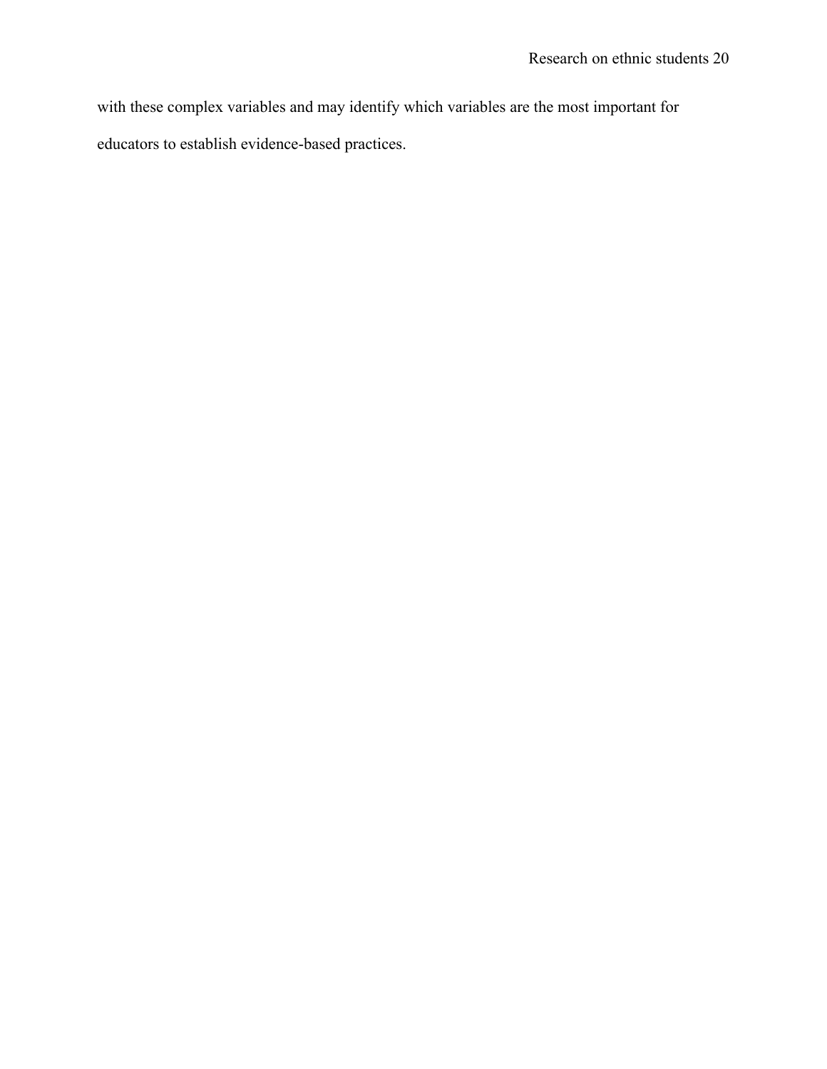with these complex variables and may identify which variables are the most important for educators to establish evidence-based practices.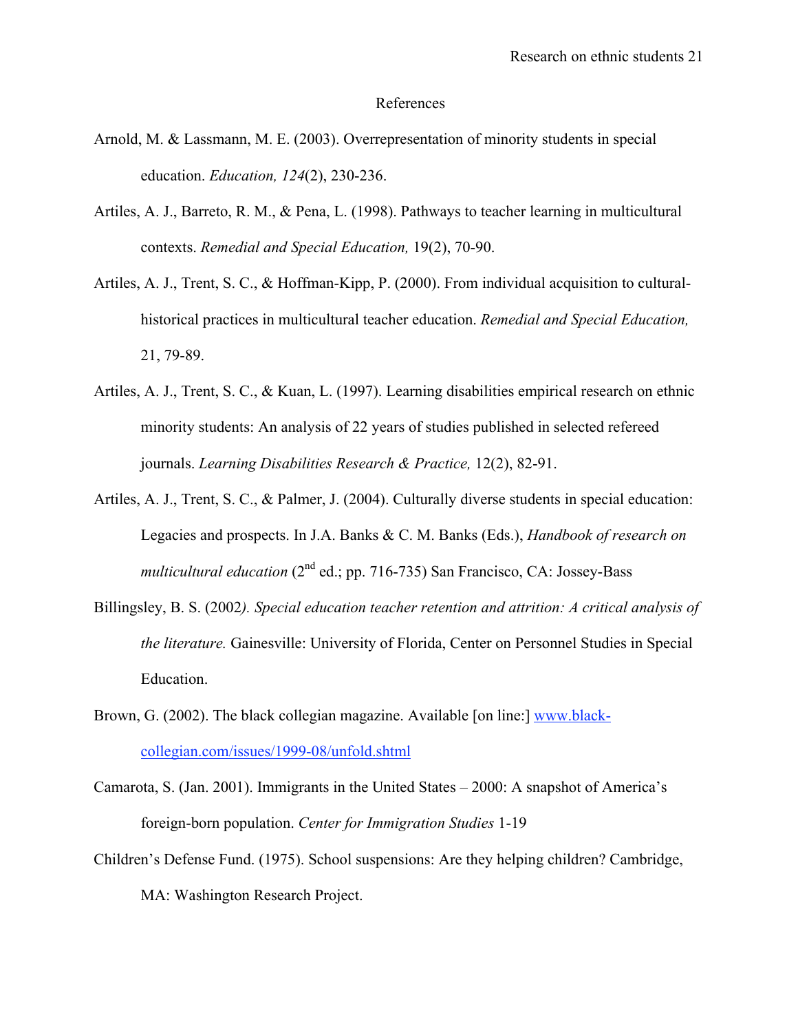## References

Arnold, M. & Lassmann, M. E. (2003). Overrepresentation of minority students in special education. *Education, 124*(2), 230-236.

Artiles, A. J., Barreto, R. M., & Pena, L. (1998). Pathways to teacher learning in multicultural contexts. *Remedial and Special Education,* 19(2), 70-90.

Artiles, A. J., Trent, S. C., & Hoffman-Kipp, P. (2000). From individual acquisition to cultural-historical practices in multicultural teacher education. *Remedial and Special Education,* 21, 79-89.

Artiles, A. J., Trent, S. C., & Kuan, L. (1997). Learning disabilities empirical research on ethnic minority students: An analysis of 22 years of studies published in selected refereed journals. *Learning Disabilities Research & Practice,* 12(2), 82-91.

Artiles, A. J., Trent, S. C., & Palmer, J. (2004). Culturally diverse students in special education: Legacies and prospects. In J.A. Banks & C. M. Banks (Eds.), *Handbook of research on multicultural education* (2nd ed.; pp. 716-735) San Francisco, CA: Jossey-Bass

Billingsley, B. S. (2002*). Special education teacher retention and attrition: A critical analysis of the literature.* Gainesville: University of Florida, Center on Personnel Studies in Special Education.

Brown, G. (2002). The black collegian magazine. Available [on line:] [www.black-collegian.com/issues/1999-08/unfold.shtml](www.black-collegian.com/issues/1999-08/unfold.shtml)

Camarota, S. (Jan. 2001). Immigrants in the United States – 2000: A snapshot of America's foreign-born population. *Center for Immigration Studies* 1-19

Children's Defense Fund. (1975). School suspensions: Are they helping children? Cambridge, MA: Washington Research Project.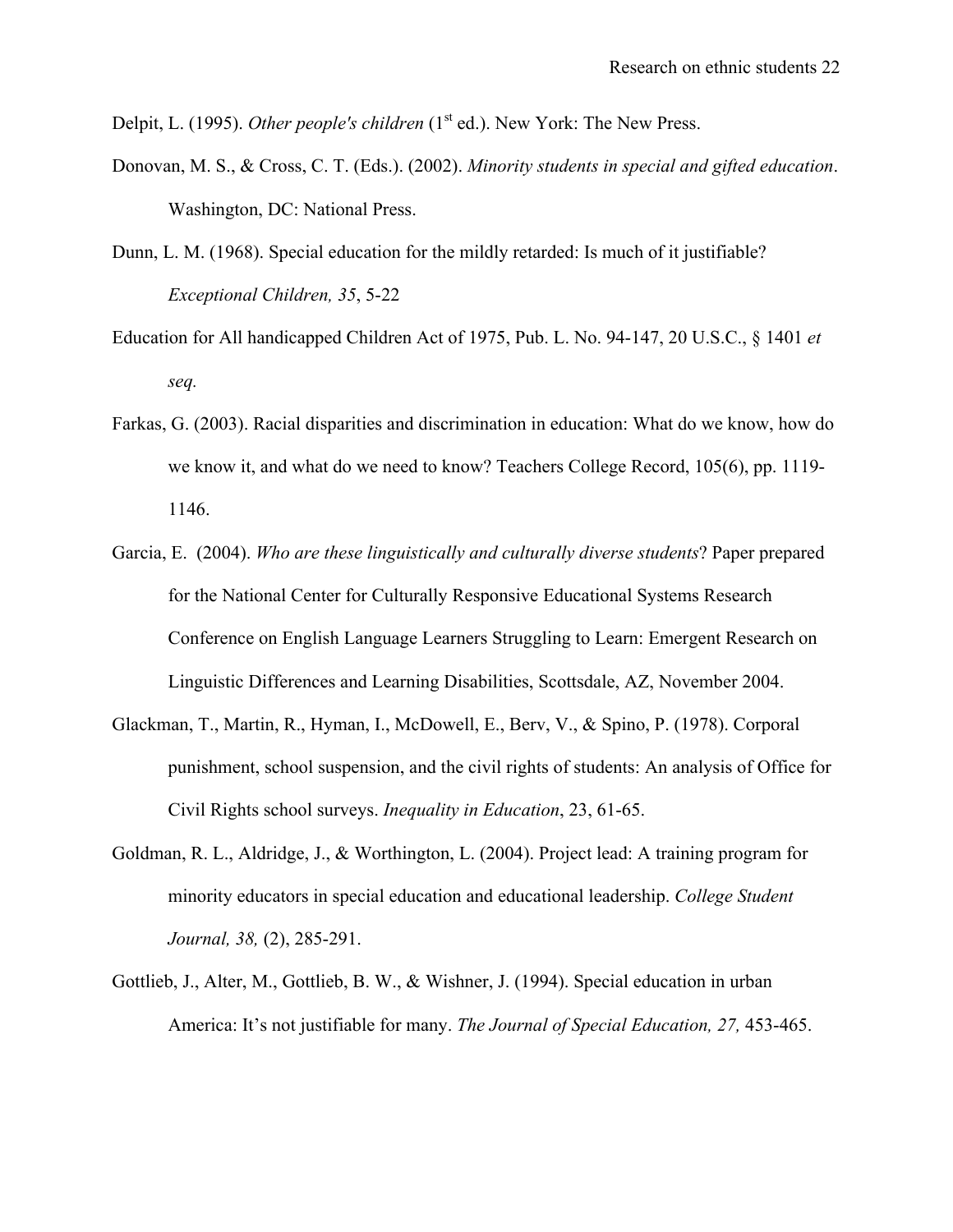Delpit, L. (1995). *Other people's children* (1st ed.). New York: The New Press.

Donovan, M. S., & Cross, C. T. (Eds.). (2002). *Minority students in special and gifted education*. Washington, DC: National Press.

Dunn, L. M. (1968). Special education for the mildly retarded: Is much of it justifiable? *Exceptional Children, 35*, 5-22

Education for All handicapped Children Act of 1975, Pub. L. No. 94-147, 20 U.S.C., § 1401 *et seq.*

Farkas, G. (2003). Racial disparities and discrimination in education: What do we know, how do we know it, and what do we need to know? Teachers College Record, 105(6), pp. 1119-1146.

Garcia, E. (2004). *Who are these linguistically and culturally diverse students*? Paper prepared for the National Center for Culturally Responsive Educational Systems Research Conference on English Language Learners Struggling to Learn: Emergent Research on Linguistic Differences and Learning Disabilities, Scottsdale, AZ, November 2004.

Glackman, T., Martin, R., Hyman, I., McDowell, E., Berv, V., & Spino, P. (1978). Corporal punishment, school suspension, and the civil rights of students: An analysis of Office for Civil Rights school surveys. *Inequality in Education*, 23, 61-65.

Goldman, R. L., Aldridge, J., & Worthington, L. (2004). Project lead: A training program for minority educators in special education and educational leadership. *College Student Journal, 38,* (2), 285-291.

Gottlieb, J., Alter, M., Gottlieb, B. W., & Wishner, J. (1994). Special education in urban America: It's not justifiable for many. *The Journal of Special Education, 27,* 453-465.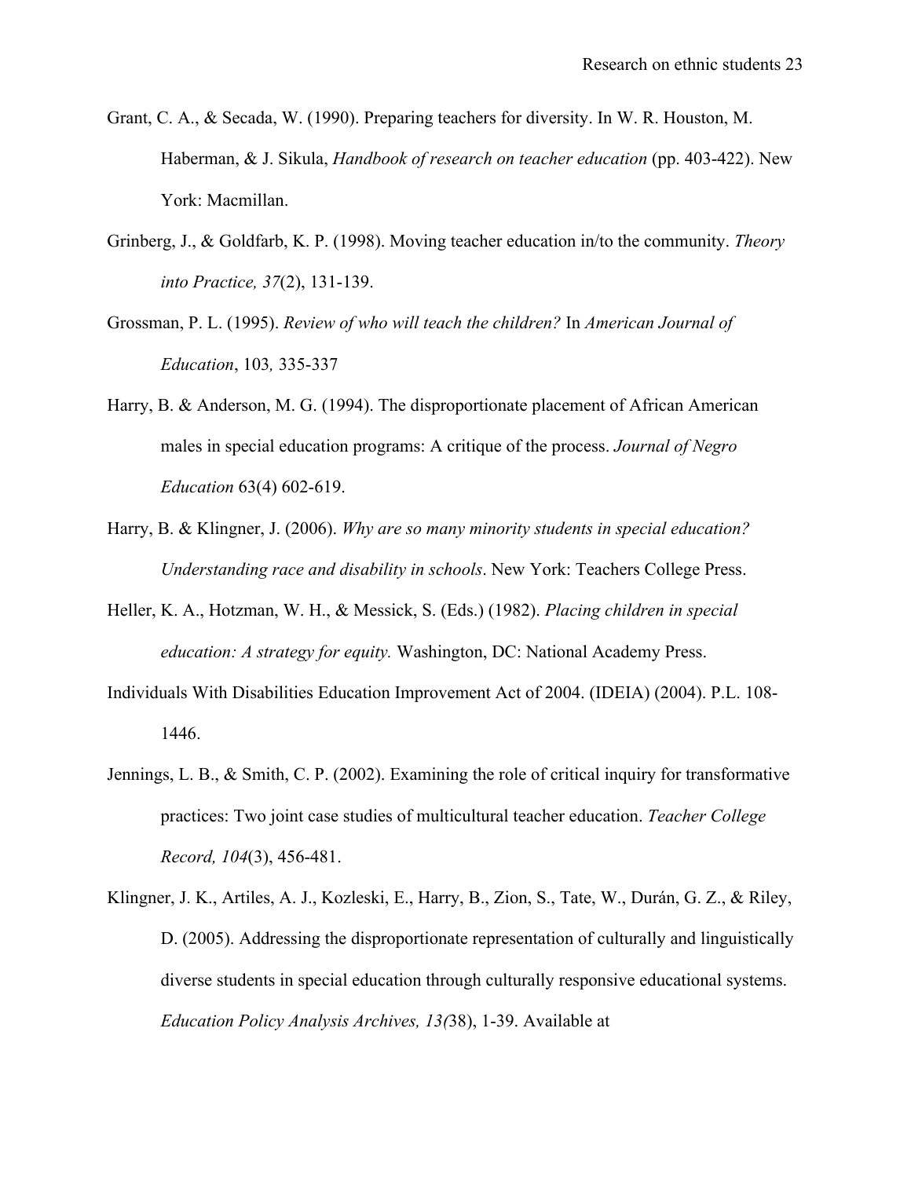Grant, C. A., & Secada, W. (1990). Preparing teachers for diversity. In W. R. Houston, M. Haberman, & J. Sikula, *Handbook of research on teacher education* (pp. 403-422). New York: Macmillan.

Grinberg, J., & Goldfarb, K. P. (1998). Moving teacher education in/to the community. *Theory into Practice, 37*(2), 131-139.

Grossman, P. L. (1995). *Review of who will teach the children?* In *American Journal of Education*, 103*,* 335-337

Harry, B. & Anderson, M. G. (1994). The disproportionate placement of African American males in special education programs: A critique of the process. *Journal of Negro Education* 63(4) 602-619.

Harry, B. & Klingner, J. (2006). *Why are so many minority students in special education? Understanding race and disability in schools*. New York: Teachers College Press.

Heller, K. A., Hotzman, W. H., & Messick, S. (Eds.) (1982). *Placing children in special education: A strategy for equity.* Washington, DC: National Academy Press.

Individuals With Disabilities Education Improvement Act of 2004. (IDEIA) (2004). P.L. 108-1446.

Jennings, L. B., & Smith, C. P. (2002). Examining the role of critical inquiry for transformative practices: Two joint case studies of multicultural teacher education. *Teacher College Record, 104*(3), 456-481.

Klingner, J. K., Artiles, A. J., Kozleski, E., Harry, B., Zion, S., Tate, W., Durán, G. Z., & Riley, D. (2005). Addressing the disproportionate representation of culturally and linguistically diverse students in special education through culturally responsive educational systems. *Education Policy Analysis Archives, 13(*38), 1-39. Available at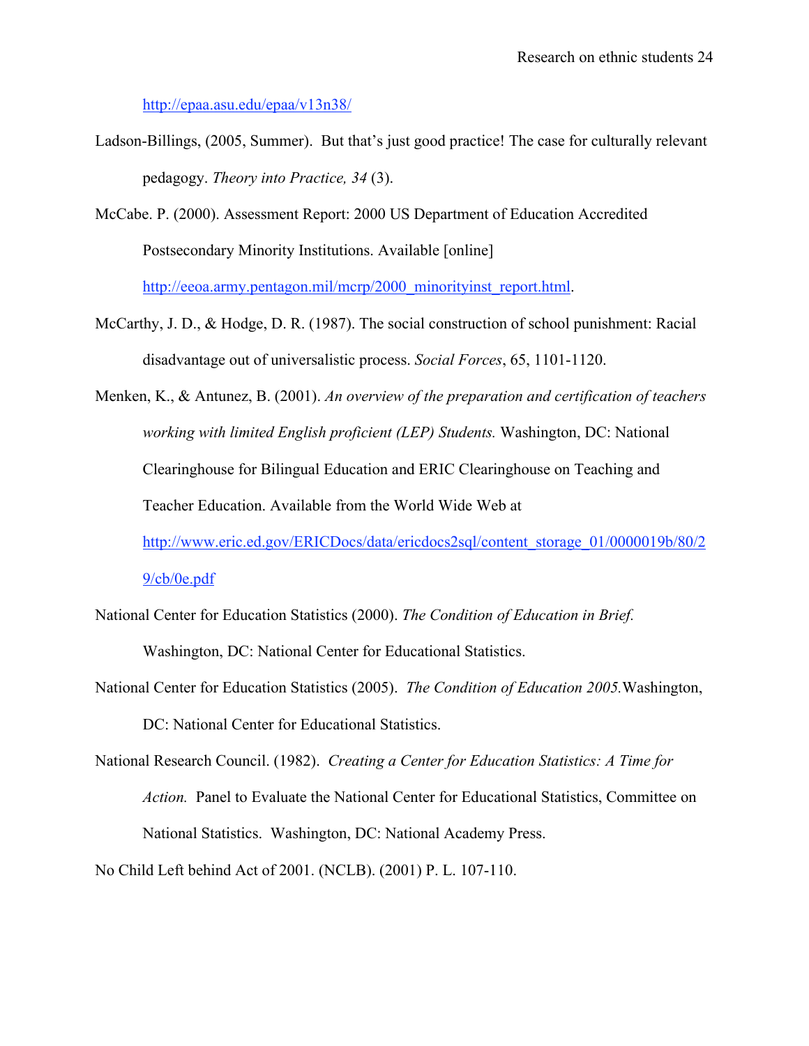http://epaa.asu.edu/epaa/v13n38/

Ladson-Billings, (2005, Summer). But that's just good practice! The case for culturally relevant pedagogy. *Theory into Practice, 34* (3).

McCabe. P. (2000). Assessment Report: 2000 US Department of Education Accredited Postsecondary Minority Institutions. Available [online] http://eeoa.army.pentagon.mil/mcrp/2000_minorityinst_report.html.

McCarthy, J. D., & Hodge, D. R. (1987). The social construction of school punishment: Racial disadvantage out of universalistic process. *Social Forces*, 65, 1101-1120.

Menken, K., & Antunez, B. (2001). *An overview of the preparation and certification of teachers working with limited English proficient (LEP) Students.* Washington, DC: National Clearinghouse for Bilingual Education and ERIC Clearinghouse on Teaching and Teacher Education. Available from the World Wide Web at http://www.eric.ed.gov/ERICDocs/data/ericdocs2sql/content_storage_01/0000019b/80/29/cb/0e.pdf

National Center for Education Statistics (2000). *The Condition of Education in Brief.* Washington, DC: National Center for Educational Statistics.

National Center for Education Statistics (2005). *The Condition of Education 2005.* Washington, DC: National Center for Educational Statistics.

National Research Council. (1982). *Creating a Center for Education Statistics: A Time for Action.* Panel to Evaluate the National Center for Educational Statistics, Committee on National Statistics. Washington, DC: National Academy Press.

No Child Left behind Act of 2001. (NCLB). (2001) P. L. 107-110.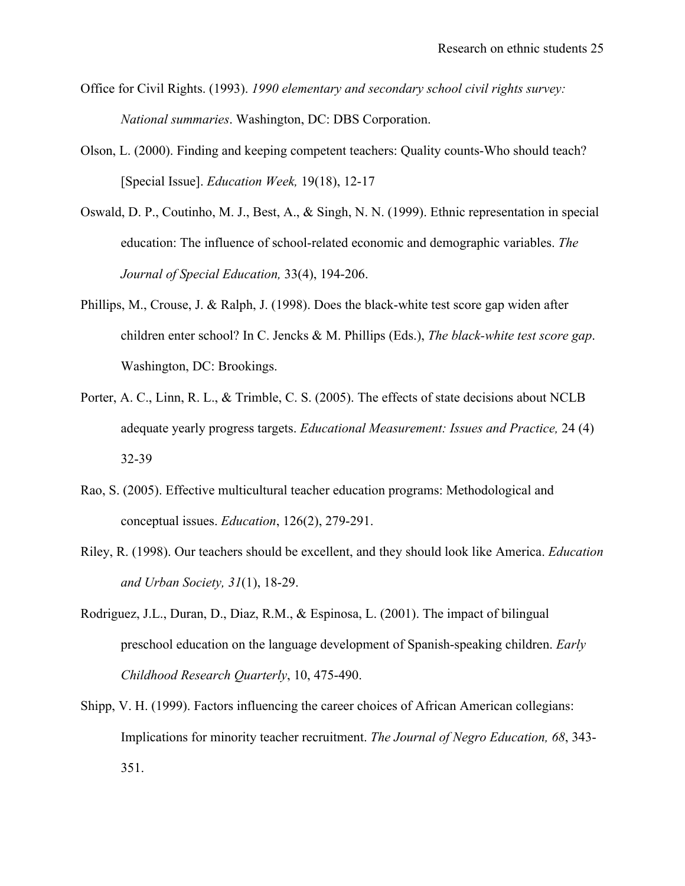Office for Civil Rights. (1993). *1990 elementary and secondary school civil rights survey: National summaries*. Washington, DC: DBS Corporation.

Olson, L. (2000). Finding and keeping competent teachers: Quality counts-Who should teach? [Special Issue]. *Education Week,* 19(18), 12-17

Oswald, D. P., Coutinho, M. J., Best, A., & Singh, N. N. (1999). Ethnic representation in special education: The influence of school-related economic and demographic variables. *The Journal of Special Education,* 33(4), 194-206.

Phillips, M., Crouse, J. & Ralph, J. (1998). Does the black-white test score gap widen after children enter school? In C. Jencks & M. Phillips (Eds.), *The black-white test score gap*. Washington, DC: Brookings.

Porter, A. C., Linn, R. L., & Trimble, C. S. (2005). The effects of state decisions about NCLB adequate yearly progress targets. *Educational Measurement: Issues and Practice,* 24 (4) 32-39

Rao, S. (2005). Effective multicultural teacher education programs: Methodological and conceptual issues. *Education*, 126(2), 279-291.

Riley, R. (1998). Our teachers should be excellent, and they should look like America. *Education and Urban Society, 31*(1), 18-29.

Rodriguez, J.L., Duran, D., Diaz, R.M., & Espinosa, L. (2001). The impact of bilingual preschool education on the language development of Spanish-speaking children. *Early Childhood Research Quarterly*, 10, 475-490.

Shipp, V. H. (1999). Factors influencing the career choices of African American collegians: Implications for minority teacher recruitment. *The Journal of Negro Education, 68*, 343-351.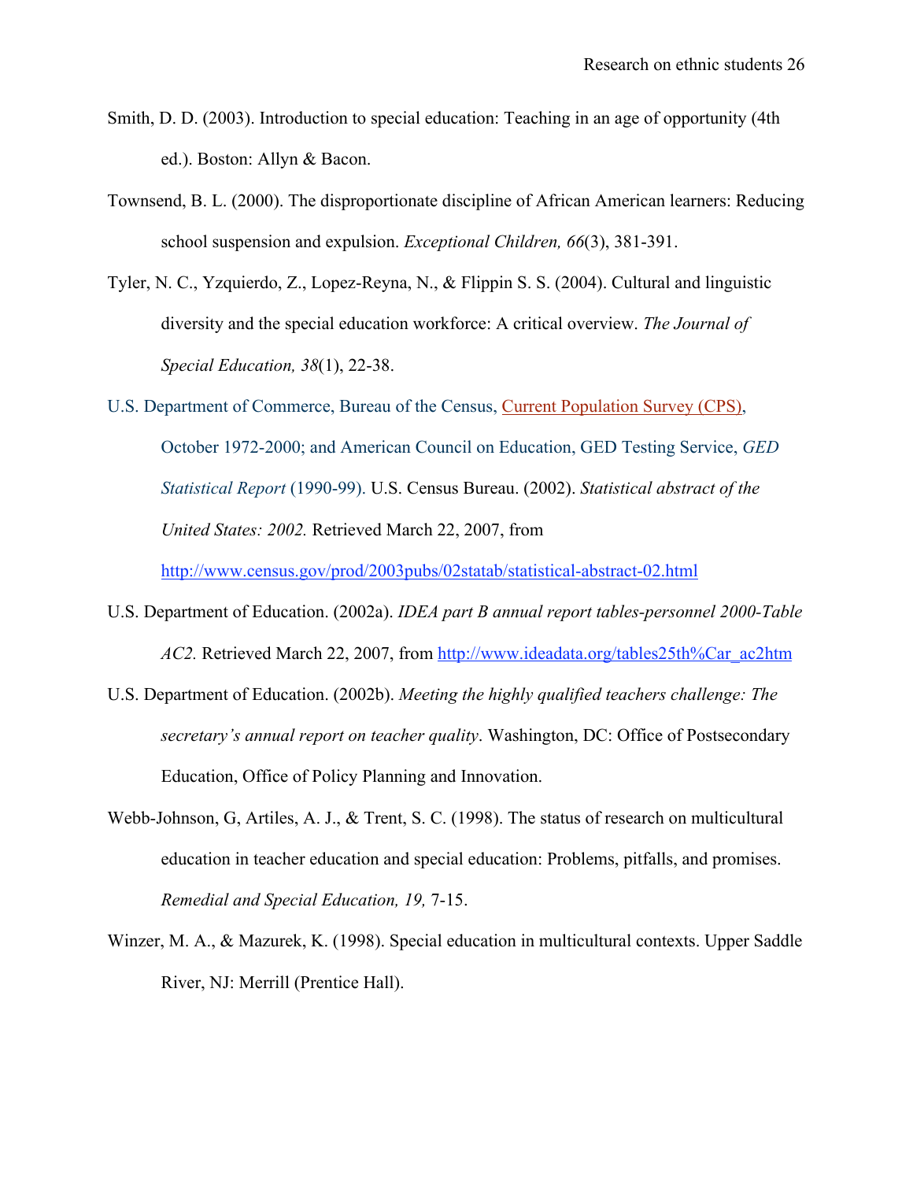Smith, D. D. (2003). Introduction to special education: Teaching in an age of opportunity (4th ed.). Boston: Allyn & Bacon.

Townsend, B. L. (2000). The disproportionate discipline of African American learners: Reducing school suspension and expulsion. *Exceptional Children, 66*(3), 381-391.

Tyler, N. C., Yzquierdo, Z., Lopez-Reyna, N., & Flippin S. S. (2004). Cultural and linguistic diversity and the special education workforce: A critical overview. *The Journal of Special Education, 38*(1), 22-38.

U.S. Department of Commerce, Bureau of the Census, Current Population Survey (CPS), October 1972-2000; and American Council on Education, GED Testing Service, *GED Statistical Report* (1990-99). U.S. Census Bureau. (2002). *Statistical abstract of the United States: 2002.* Retrieved March 22, 2007, from http://www.census.gov/prod/2003pubs/02statab/statistical-abstract-02.html

U.S. Department of Education. (2002a). *IDEA part B annual report tables-personnel 2000-Table AC2.* Retrieved March 22, 2007, from http://www.ideadata.org/tables25th%Car_ac2htm

U.S. Department of Education. (2002b). *Meeting the highly qualified teachers challenge: The secretary's annual report on teacher quality*. Washington, DC: Office of Postsecondary Education, Office of Policy Planning and Innovation.

Webb-Johnson, G, Artiles, A. J., & Trent, S. C. (1998). The status of research on multicultural education in teacher education and special education: Problems, pitfalls, and promises. *Remedial and Special Education, 19,* 7-15.

Winzer, M. A., & Mazurek, K. (1998). Special education in multicultural contexts. Upper Saddle River, NJ: Merrill (Prentice Hall).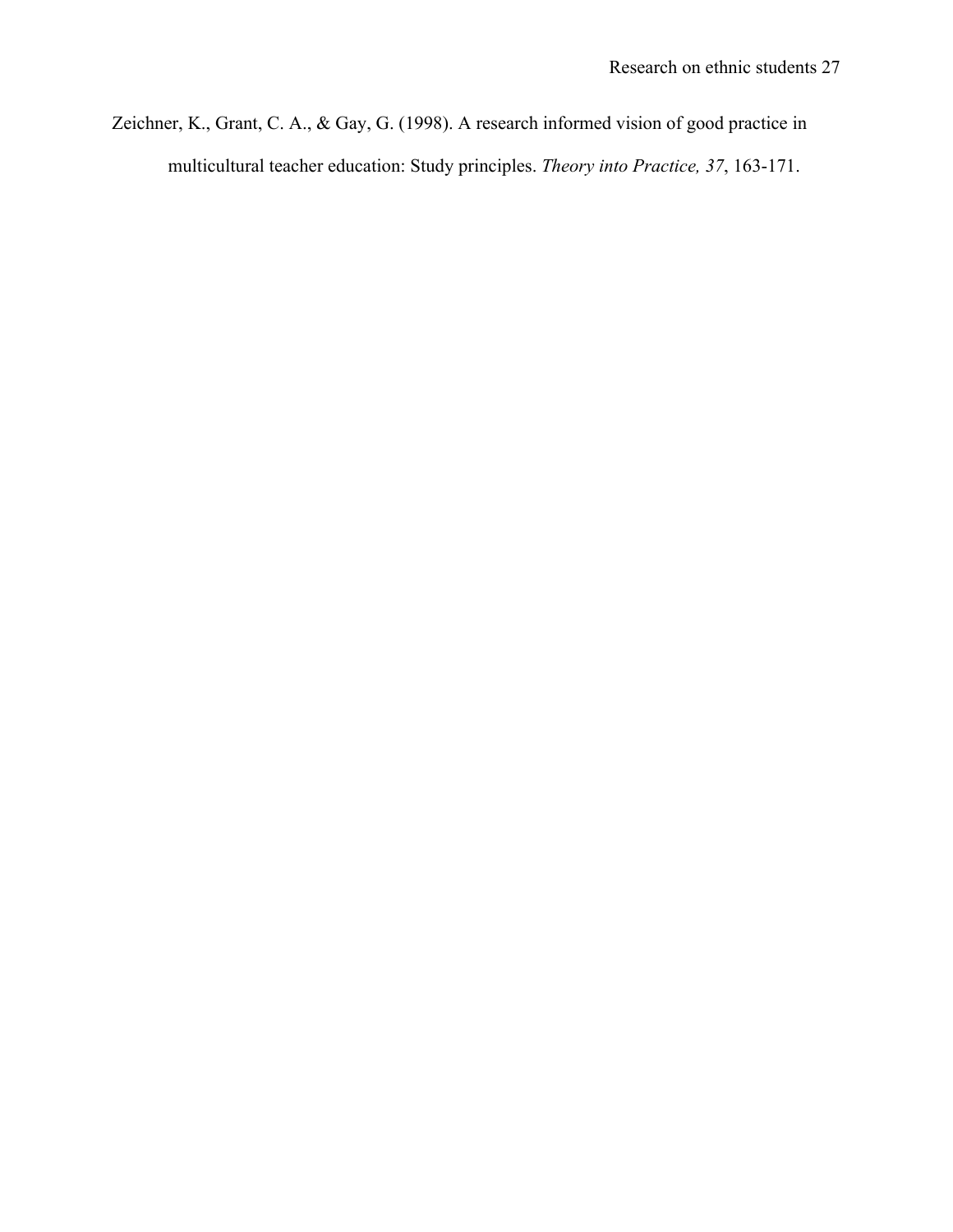Zeichner, K., Grant, C. A., & Gay, G. (1998). A research informed vision of good practice in multicultural teacher education: Study principles. *Theory into Practice, 37*, 163-171.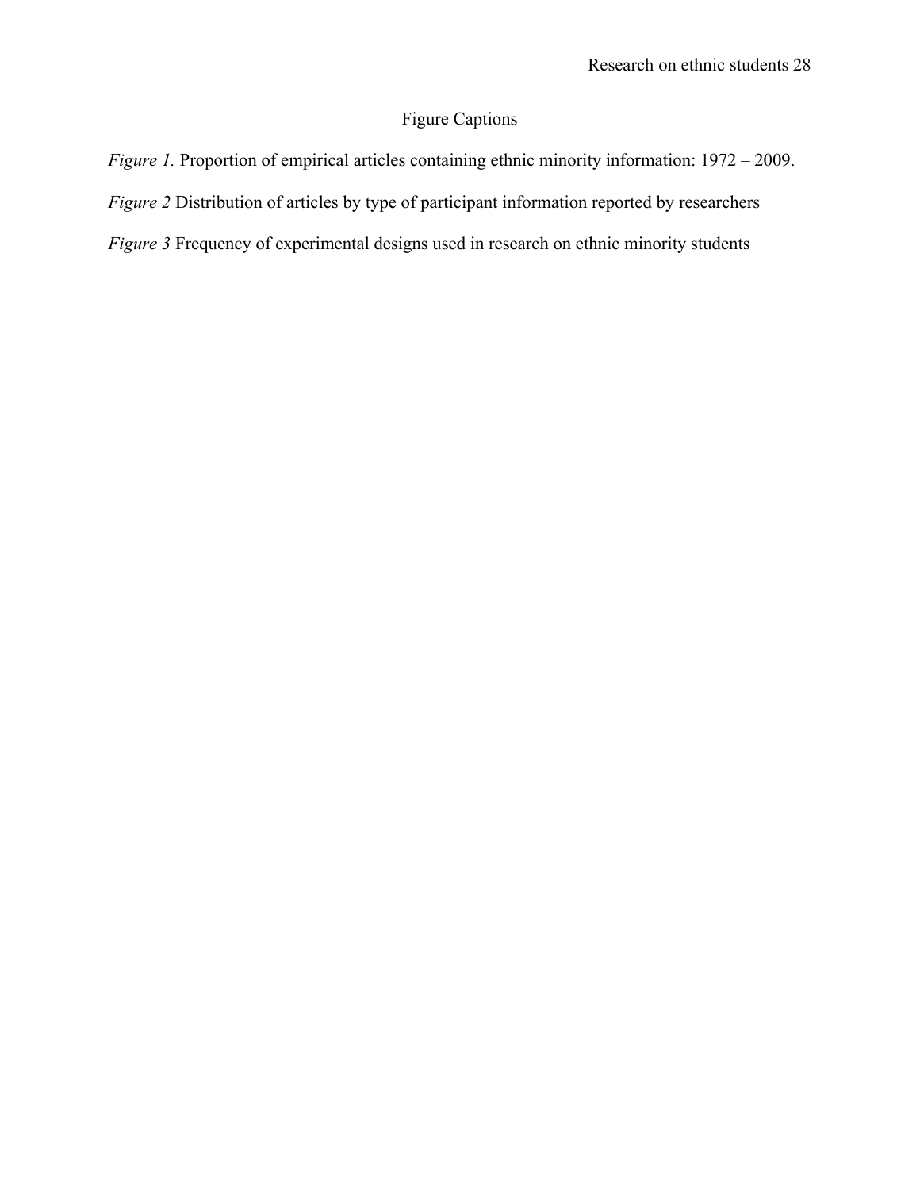# Figure Captions

*Figure 1.* Proportion of empirical articles containing ethnic minority information: 1972 – 2009.

*Figure 2* Distribution of articles by type of participant information reported by researchers

*Figure 3* Frequency of experimental designs used in research on ethnic minority students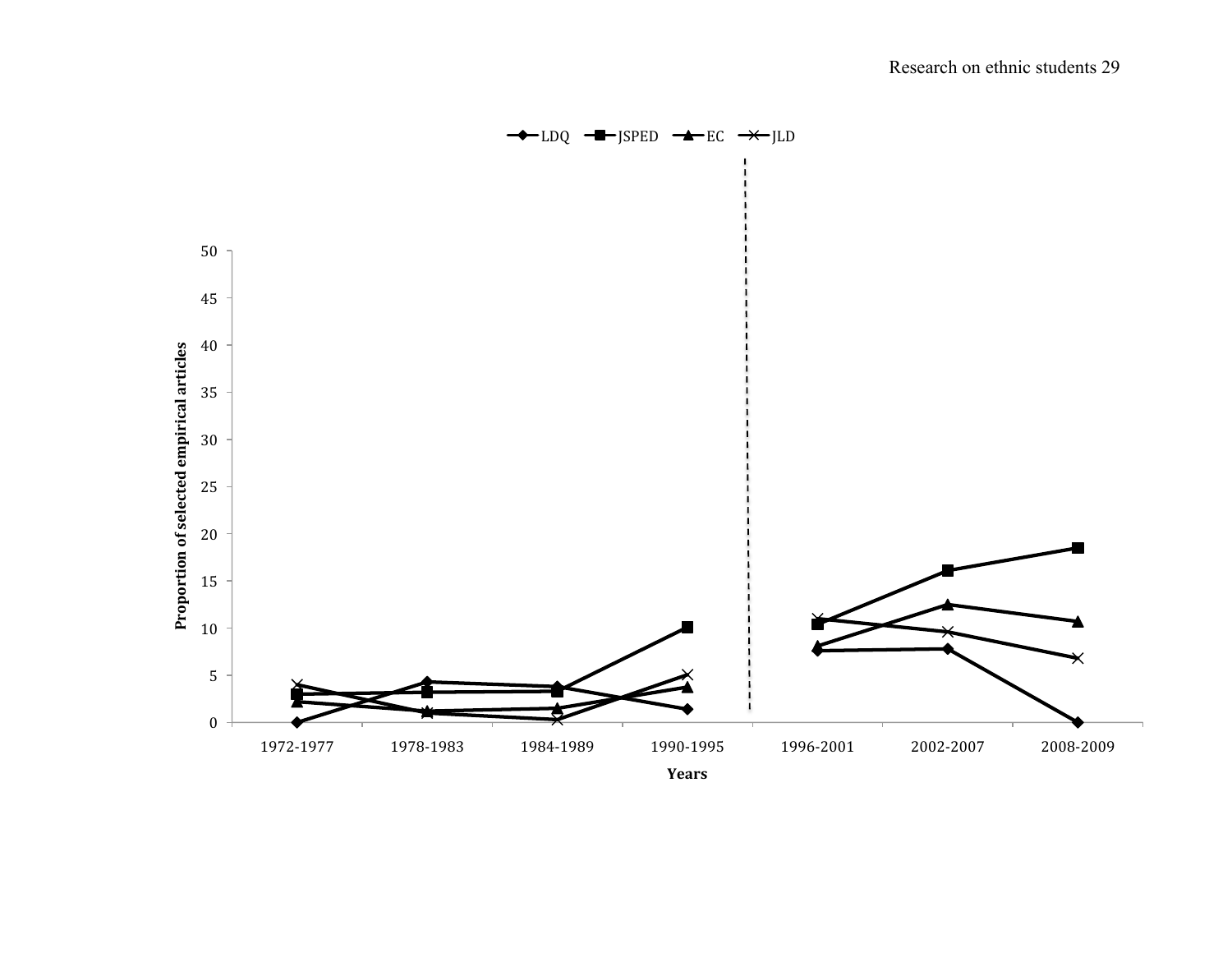LDQ JSPED EC JLD

Proportion of selected empirical articles

50
45
40
35
30
25
20
15
10
5
0

1972-1977 1978-1983 1984-1989 1990-1995 1996-2001 2002-2007 2008-2009

Years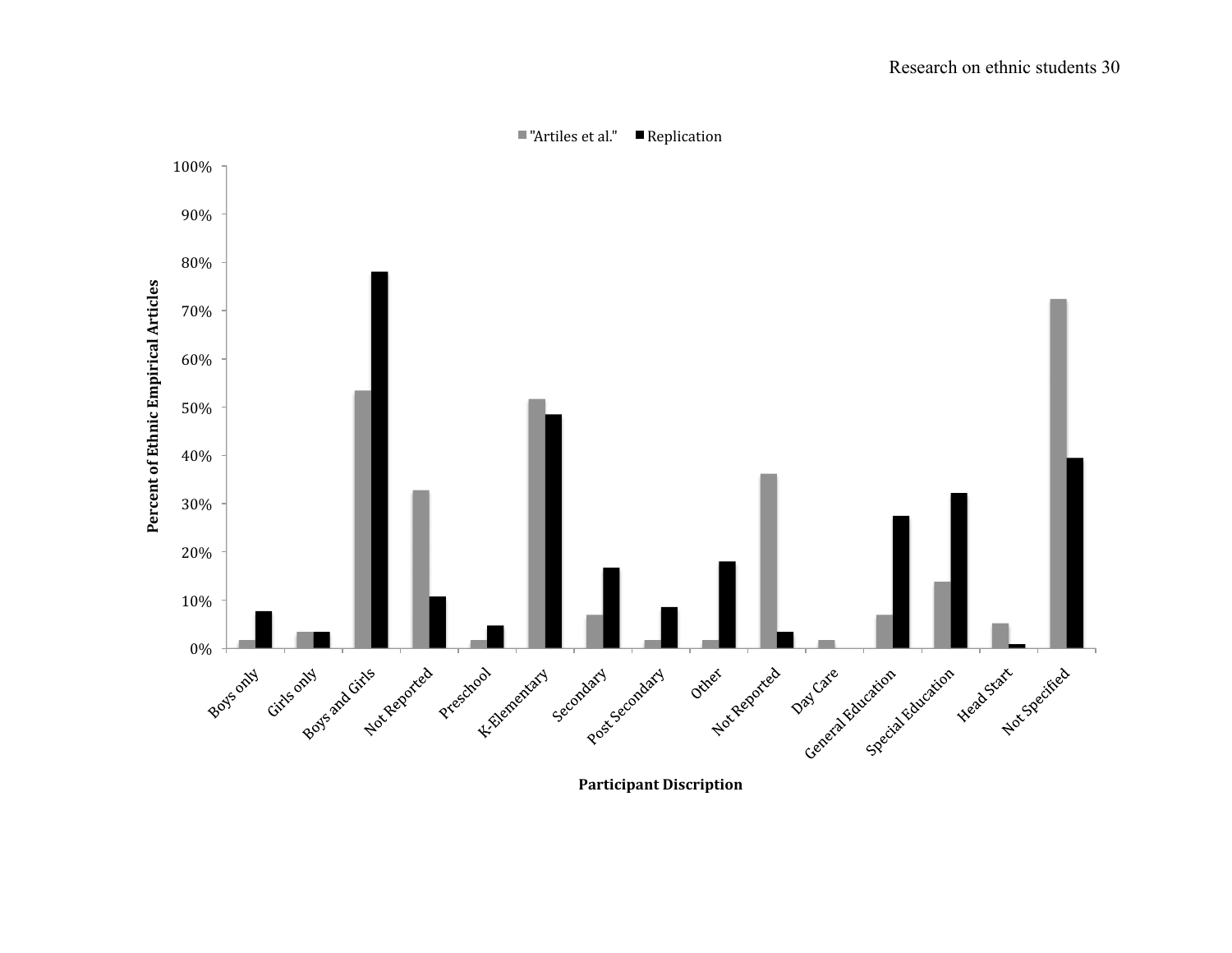"Artiles et al." ■ Replication

Percent of Ethnic Empirical Articles

100%
90%
80%
70%
60%
50%
40%
30%
20%
10%
0%

Boys only
Girls only
Boys and Girls
Not Reported
Preschool
K-Elementary
Secondary
Post Secondary
Other
Not Reported
Day Care
General Education
Special Education
Head Start
Not Specified

**Participant Discription**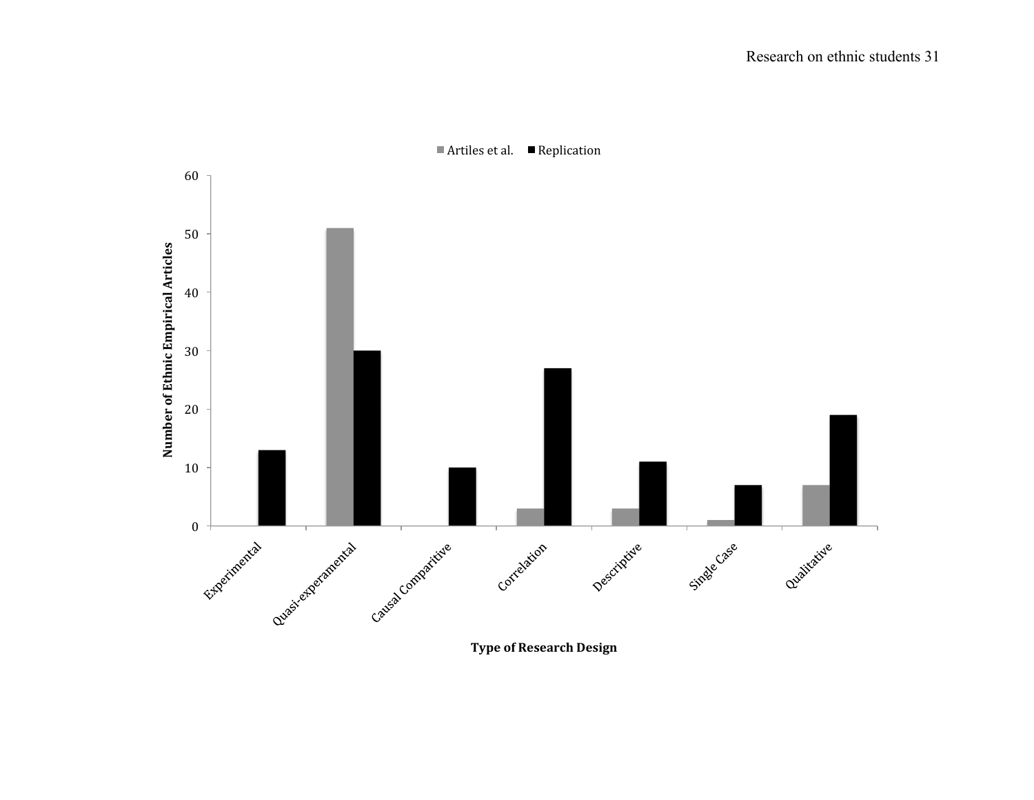| Type of Research Design | Artiles et al. | Replication |
| --- | --- | --- |
| Experimental | 0 | 13 |
| Quasi-experamental | 51 | 30 |
| Causal Comparitive | 0 | 10 |
| Correlation | 3 | 27 |
| Descriptive | 3 | 11 |
| Single Case | 1 | 7 |
| Qualitative | 7 | 19 |

Number of Ethnic Empirical Articles

Type of Research Design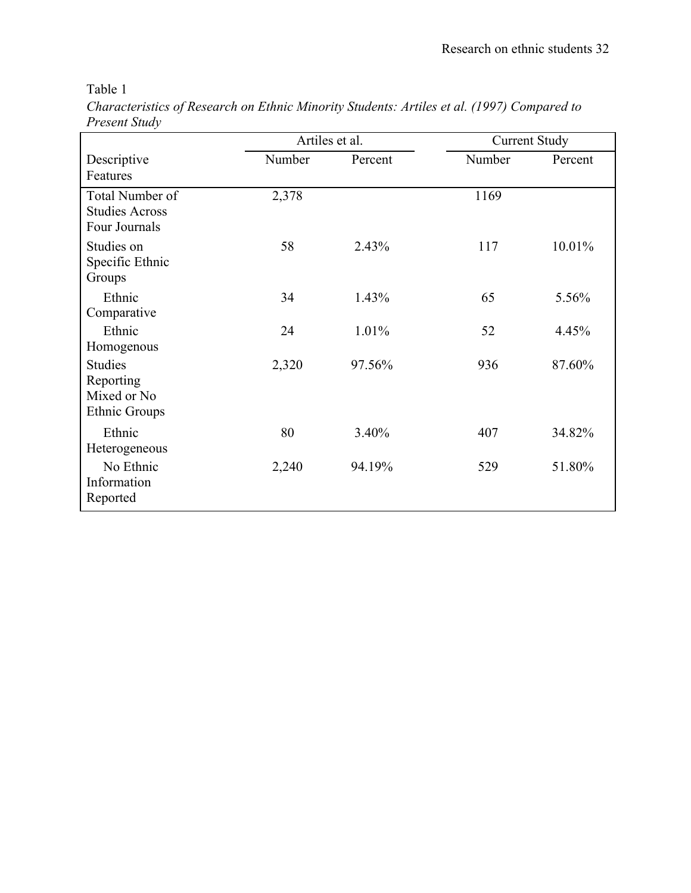Table 1

*Characteristics of Research on Ethnic Minority Students: Artiles et al. (1997) Compared to Present Study*

| | Artiles et al. | | Current Study | |
|---|---|---|---|---|
| Descriptive Features | Number | Percent | Number | Percent |
| Total Number of Studies Across Four Journals | 2,378 | | 1169 | |
| Studies on Specific Ethnic Groups | 58 | 2.43% | 117 | 10.01% |
| Ethnic Comparative | 34 | 1.43% | 65 | 5.56% |
| Ethnic Homogenous | 24 | 1.01% | 52 | 4.45% |
| Studies Reporting Mixed or No Ethnic Groups | 2,320 | 97.56% | 936 | 87.60% |
| Ethnic Heterogeneous | 80 | 3.40% | 407 | 34.82% |
| No Ethnic Information Reported | 2,240 | 94.19% | 529 | 51.80% |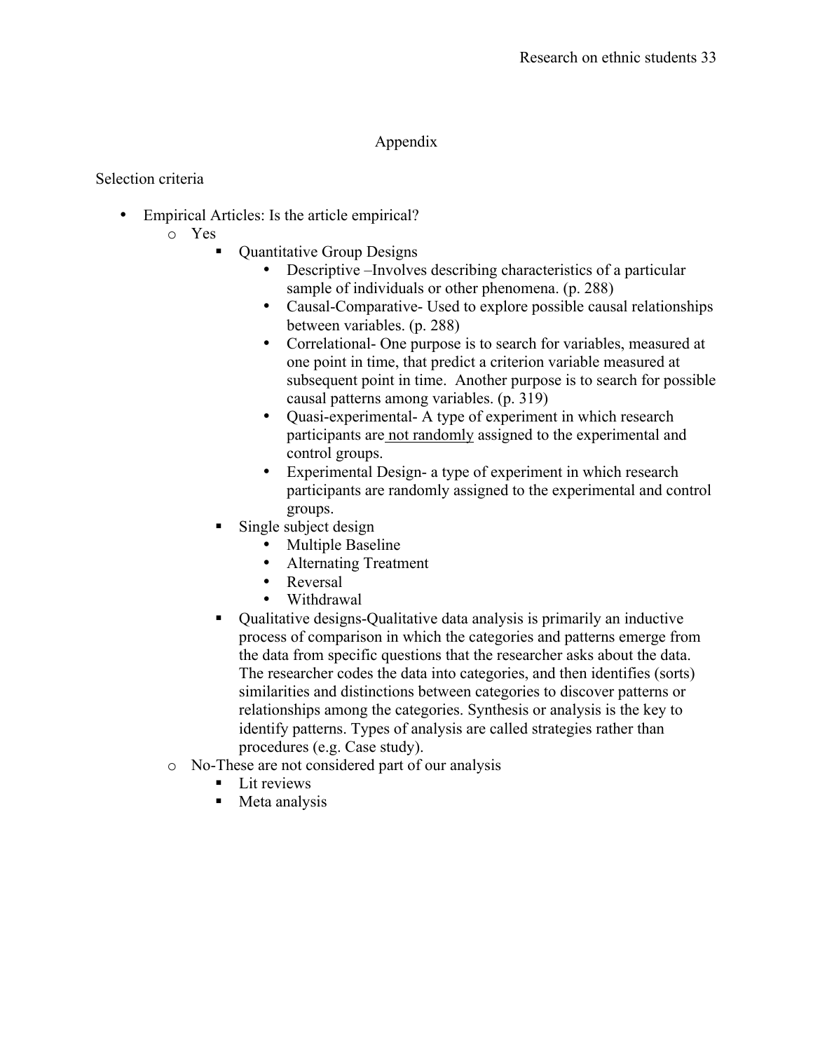# Appendix

Selection criteria

- Empirical Articles: Is the article empirical?
  - Yes
    - Quantitative Group Designs
      - Descriptive –Involves describing characteristics of a particular sample of individuals or other phenomena. (p. 288)
      - Causal-Comparative- Used to explore possible causal relationships between variables. (p. 288)
      - Correlational- One purpose is to search for variables, measured at one point in time, that predict a criterion variable measured at subsequent point in time. Another purpose is to search for possible causal patterns among variables. (p. 319)
      - Quasi-experimental- A type of experiment in which research participants are <u>not randomly</u> assigned to the experimental and control groups.
      - Experimental Design- a type of experiment in which research participants are randomly assigned to the experimental and control groups.
    - Single subject design
      - Multiple Baseline
      - Alternating Treatment
      - Reversal
      - Withdrawal
    - Qualitative designs-Qualitative data analysis is primarily an inductive process of comparison in which the categories and patterns emerge from the data from specific questions that the researcher asks about the data. The researcher codes the data into categories, and then identifies (sorts) similarities and distinctions between categories to discover patterns or relationships among the categories. Synthesis or analysis is the key to identify patterns. Types of analysis are called strategies rather than procedures (e.g. Case study).
  - No-These are not considered part of our analysis
    - Lit reviews
    - Meta analysis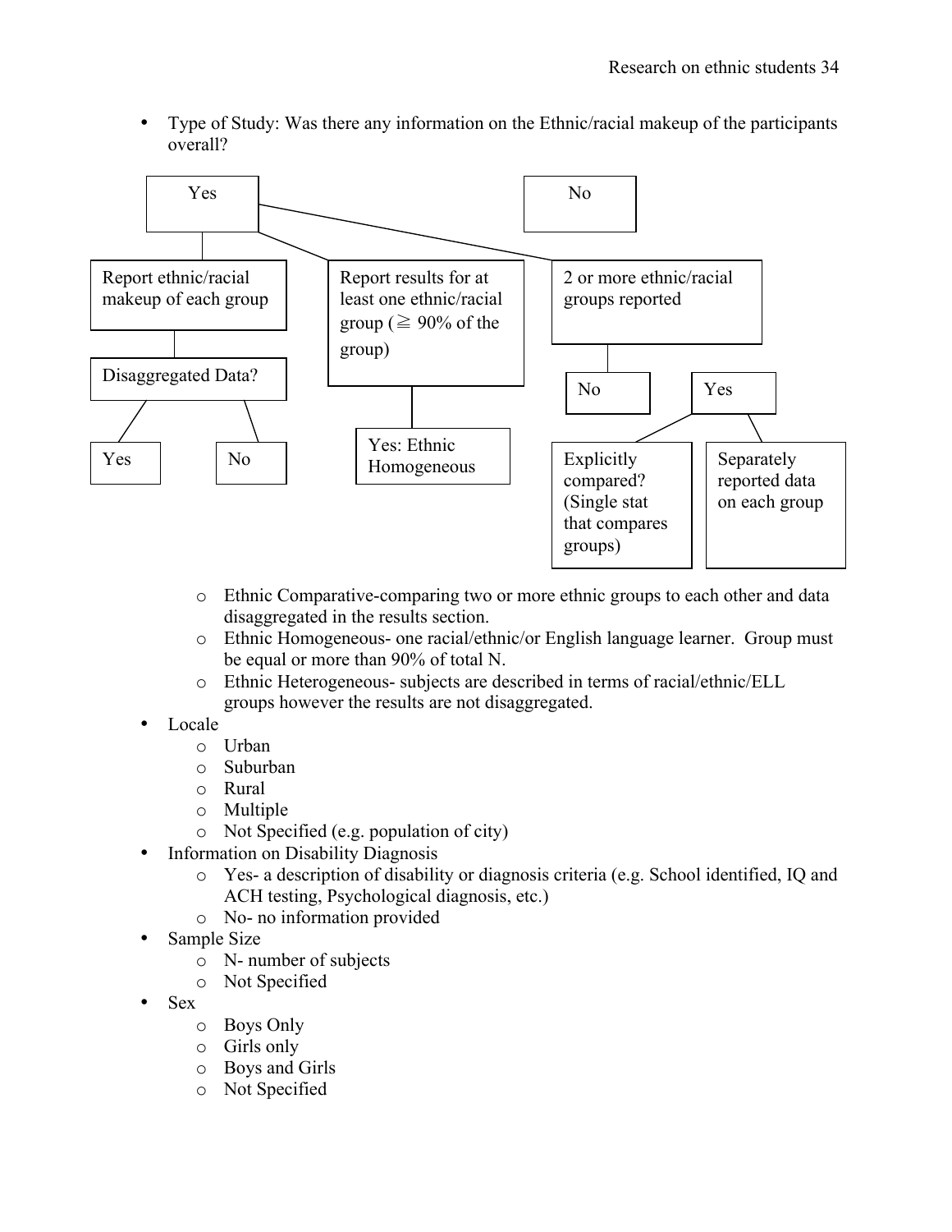- Type of Study: Was there any information on the Ethnic/racial makeup of the participants overall?

Yes

- Report ethnic/racial makeup of each group
  - Disaggregated Data?
    - Yes
    - No
- Report results for at least one ethnic/racial group (≧ 90% of the group)
  - Yes: Ethnic Homogeneous
- 2 or more ethnic/racial groups reported
  - No
  - Yes
    - Explicitly compared? (Single stat that compares groups)
    - Separately reported data on each group

No

  - Ethnic Comparative-comparing two or more ethnic groups to each other and data disaggregated in the results section.
  - Ethnic Homogeneous- one racial/ethnic/or English language learner. Group must be equal or more than 90% of total N.
  - Ethnic Heterogeneous- subjects are described in terms of racial/ethnic/ELL groups however the results are not disaggregated.
- Locale
  - Urban
  - Suburban
  - Rural
  - Multiple
  - Not Specified (e.g. population of city)
- Information on Disability Diagnosis
  - Yes- a description of disability or diagnosis criteria (e.g. School identified, IQ and ACH testing, Psychological diagnosis, etc.)
  - No- no information provided
- Sample Size
  - N- number of subjects
  - Not Specified
- Sex
  - Boys Only
  - Girls only
  - Boys and Girls
  - Not Specified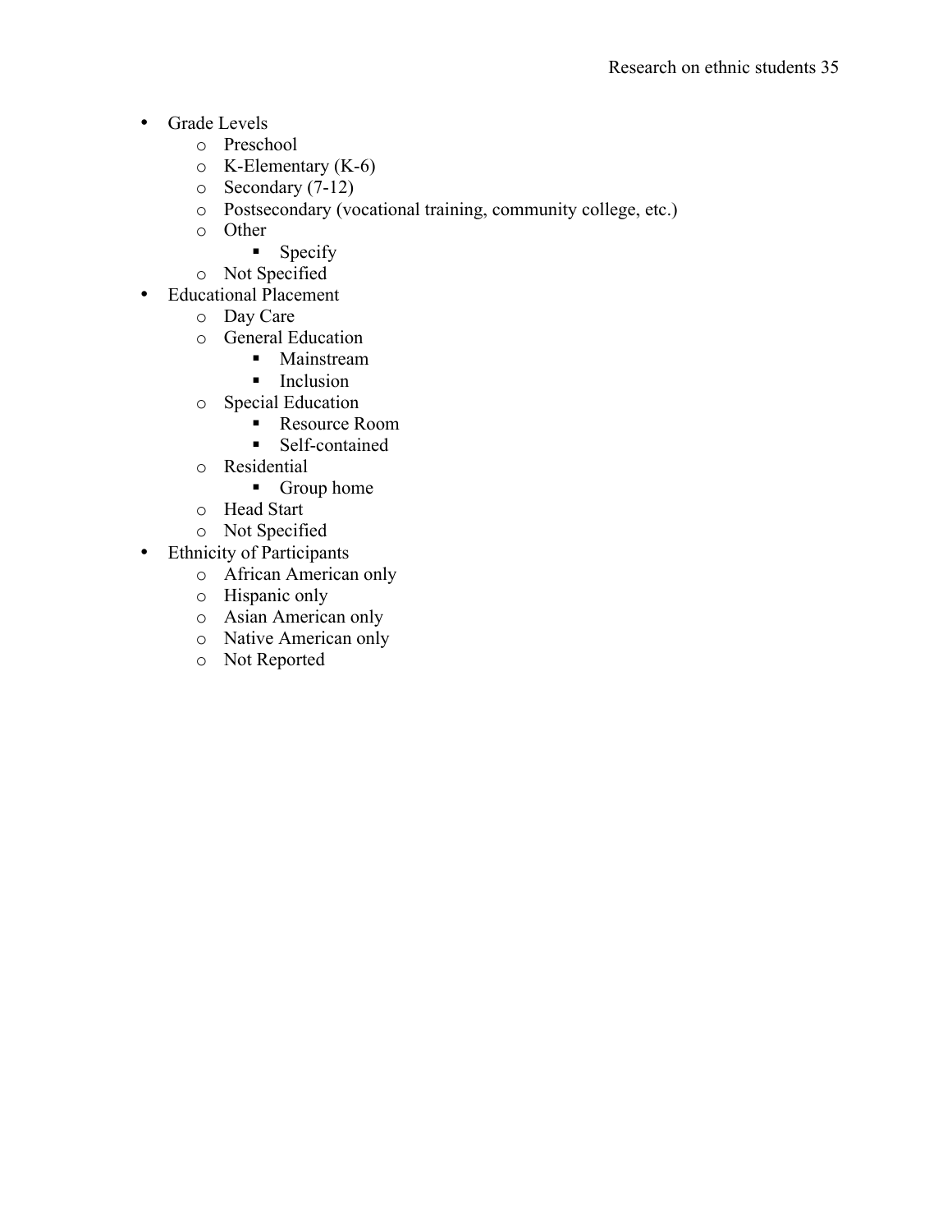- Grade Levels
  - Preschool
  - K-Elementary (K-6)
  - Secondary (7-12)
  - Postsecondary (vocational training, community college, etc.)
  - Other
    - Specify
  - Not Specified
- Educational Placement
  - Day Care
  - General Education
    - Mainstream
    - Inclusion
  - Special Education
    - Resource Room
    - Self-contained
  - Residential
    - Group home
  - Head Start
  - Not Specified
- Ethnicity of Participants
  - African American only
  - Hispanic only
  - Asian American only
  - Native American only
  - Not Reported